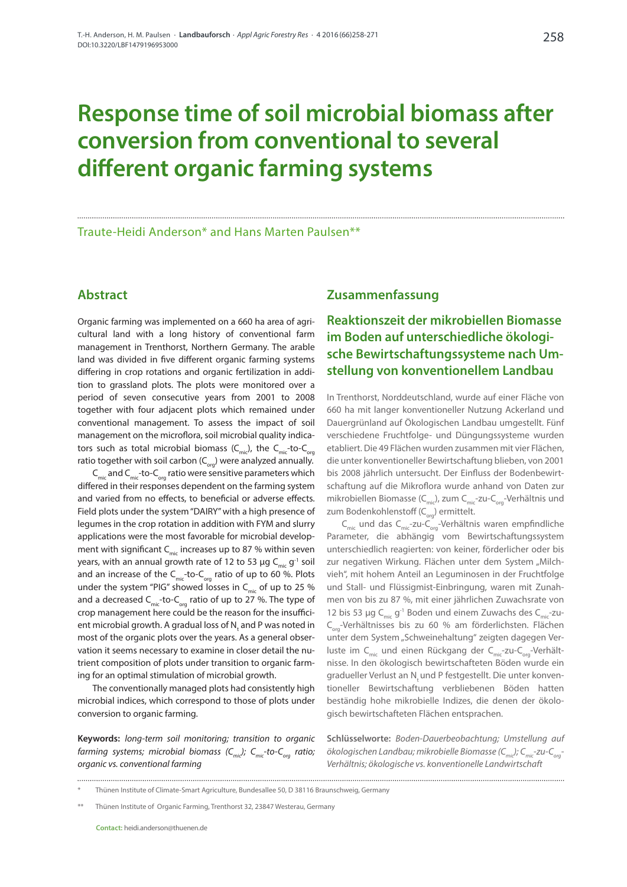# Response time of soil microbial biomass after conversion from conventional to several different organic farming systems

Traute-Heidi Anderson* and Hans Marten Paulsen**

## Abstract

Organic farming was implemented on a 660 ha area of agricultural land with a long history of conventional farm management in Trenthorst, Northern Germany. The arable land was divided in five different organic farming systems differing in crop rotations and organic fertilization in addition to grassland plots. The plots were monitored over a period of seven consecutive years from 2001 to 2008 together with four adjacent plots which remained under conventional management. To assess the impact of soil management on the microflora, soil microbial quality indicators such as total microbial biomass ($C_{mic}$), the $C_{mic}$-to-$C_{org}$ ratio together with soil carbon ($C_{org}$) were analyzed annually.

$C_{mic}$ and $C_{mic}$-to-$C_{org}$ ratio were sensitive parameters which differed in their responses dependent on the farming system and varied from no effects, to beneficial or adverse effects. Field plots under the system "DAIRY" with a high presence of legumes in the crop rotation in addition with FYM and slurry applications were the most favorable for microbial development with significant $C_{mic}$ increases up to 87 % within seven years, with an annual growth rate of 12 to 53 µg $C_{mic}$ $g^{-1}$ soil and an increase of the $C_{mic}$-to-$C_{org}$ ratio of up to 60 %. Plots under the system "PIG" showed losses in $C_{mic}$ of up to 25 % and a decreased $C_{mic}$-to-$C_{org}$ ratio of up to 27 %. The type of crop management here could be the reason for the insufficient microbial growth. A gradual loss of $N_t$ and P was noted in most of the organic plots over the years. As a general observation it seems necessary to examine in closer detail the nutrient composition of plots under transition to organic farming for an optimal stimulation of microbial growth.

The conventionally managed plots had consistently high microbial indices, which correspond to those of plots under conversion to organic farming.

**Keywords:** *long-term soil monitoring; transition to organic farming systems; microbial biomass ($C_{mic}$); $C_{mic}$-to-$C_{org}$ ratio; organic vs. conventional farming*

## Zusammenfassung

### Reaktionszeit der mikrobiellen Biomasse im Boden auf unterschiedliche ökologische Bewirtschaftungssysteme nach Umstellung von konventionellem Landbau

In Trenthorst, Norddeutschland, wurde auf einer Fläche von 660 ha mit langer konventioneller Nutzung Ackerland und Dauergrünland auf Ökologischen Landbau umgestellt. Fünf verschiedene Fruchtfolge- und Düngungssysteme wurden etabliert. Die 49 Flächen wurden zusammen mit vier Flächen, die unter konventioneller Bewirtschaftung blieben, von 2001 bis 2008 jährlich untersucht. Der Einfluss der Bodenbewirtschaftung auf die Mikroflora wurde anhand von Daten zur mikrobiellen Biomasse ($C_{mic}$), zum $C_{mic}$-zu-$C_{org}$-Verhältnis und zum Bodenkohlenstoff ($C_{org}$) ermittelt.

$C_{mic}$ und das $C_{mic}$-zu-$C_{org}$-Verhältnis waren empfindliche Parameter, die abhängig vom Bewirtschaftungssystem unterschiedlich reagierten: von keiner, förderlicher oder bis zur negativen Wirkung. Flächen unter dem System „Milchvieh", mit hohem Anteil an Leguminosen in der Fruchtfolge und Stall- und Flüssigmist-Einbringung, waren mit Zunahmen von bis zu 87 %, mit einer jährlichen Zuwachsrate von 12 bis 53 µg $C_{mic}$ $g^{-1}$ Boden und einem Zuwachs des $C_{mic}$-zu-$C_{org}$-Verhältnisses bis zu 60 % am förderlichsten. Flächen unter dem System „Schweinehaltung" zeigten dagegen Verluste im $C_{mic}$ und einen Rückgang der $C_{mic}$-zu-$C_{org}$-Verhältnisse. In den ökologisch bewirtschafteten Böden wurde ein gradueller Verlust an $N_t$ und P festgestellt. Die unter konventioneller Bewirtschaftung verbliebenen Böden hatten beständig hohe mikrobielle Indizes, die denen der ökologisch bewirtschafteten Flächen entsprachen.

**Schlüsselworte:** *Boden-Dauerbeobachtung; Umstellung auf ökologischen Landbau; mikrobielle Biomasse ($C_{mic}$); $C_{mic}$-zu-$C_{org}$-Verhältnis; ökologische vs. konventionelle Landwirtschaft*

---

\* Thünen Institute of Climate-Smart Agriculture, Bundesallee 50, D 38116 Braunschweig, Germany

\*\* Thünen Institute of Organic Farming, Trenthorst 32, 23847 Westerau, Germany

**Contact:** heidi.anderson@thuenen.de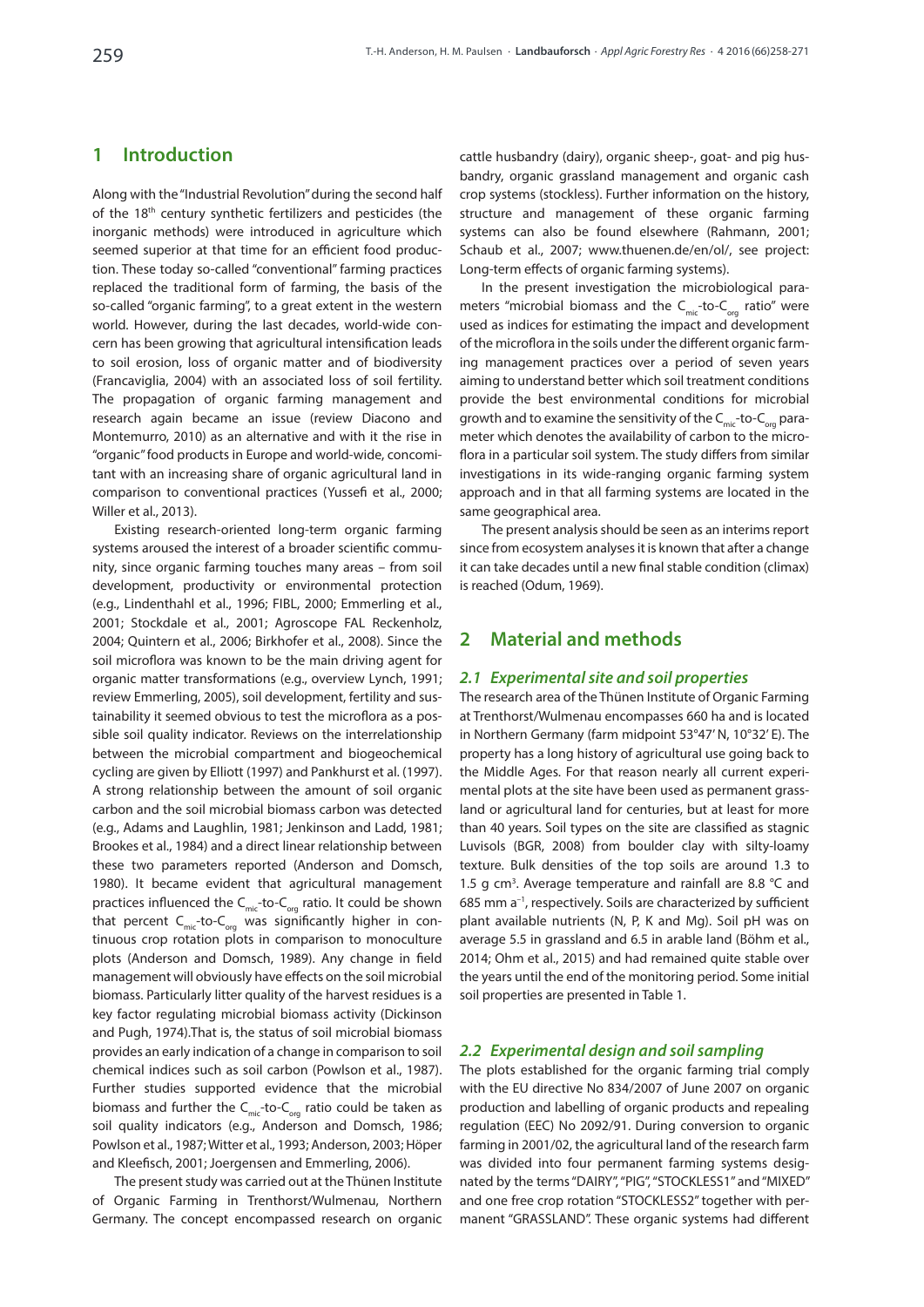## 1 Introduction

Along with the "Industrial Revolution" during the second half of the 18th century synthetic fertilizers and pesticides (the inorganic methods) were introduced in agriculture which seemed superior at that time for an efficient food production. These today so-called "conventional" farming practices replaced the traditional form of farming, the basis of the so-called "organic farming", to a great extent in the western world. However, during the last decades, world-wide concern has been growing that agricultural intensification leads to soil erosion, loss of organic matter and of biodiversity (Francaviglia, 2004) with an associated loss of soil fertility. The propagation of organic farming management and research again became an issue (review Diacono and Montemurro, 2010) as an alternative and with it the rise in "organic" food products in Europe and world-wide, concomitant with an increasing share of organic agricultural land in comparison to conventional practices (Yussefi et al., 2000; Willer et al., 2013).

Existing research-oriented long-term organic farming systems aroused the interest of a broader scientific community, since organic farming touches many areas – from soil development, productivity or environmental protection (e.g., Lindenthahl et al., 1996; FIBL, 2000; Emmerling et al., 2001; Stockdale et al., 2001; Agroscope FAL Reckenholz, 2004; Quintern et al., 2006; Birkhofer et al., 2008). Since the soil microflora was known to be the main driving agent for organic matter transformations (e.g., overview Lynch, 1991; review Emmerling, 2005), soil development, fertility and sustainability it seemed obvious to test the microflora as a possible soil quality indicator. Reviews on the interrelationship between the microbial compartment and biogeochemical cycling are given by Elliott (1997) and Pankhurst et al. (1997). A strong relationship between the amount of soil organic carbon and the soil microbial biomass carbon was detected (e.g., Adams and Laughlin, 1981; Jenkinson and Ladd, 1981; Brookes et al., 1984) and a direct linear relationship between these two parameters reported (Anderson and Domsch, 1980). It became evident that agricultural management practices influenced the $C_{mic}$-to-$C_{org}$ ratio. It could be shown that percent $C_{mic}$-to-$C_{org}$ was significantly higher in continuous crop rotation plots in comparison to monoculture plots (Anderson and Domsch, 1989). Any change in field management will obviously have effects on the soil microbial biomass. Particularly litter quality of the harvest residues is a key factor regulating microbial biomass activity (Dickinson and Pugh, 1974).That is, the status of soil microbial biomass provides an early indication of a change in comparison to soil chemical indices such as soil carbon (Powlson et al., 1987). Further studies supported evidence that the microbial biomass and further the $C_{mic}$-to-$C_{org}$ ratio could be taken as soil quality indicators (e.g., Anderson and Domsch, 1986; Powlson et al., 1987; Witter et al., 1993; Anderson, 2003; Höper and Kleefisch, 2001; Joergensen and Emmerling, 2006).

The present study was carried out at the Thünen Institute of Organic Farming in Trenthorst/Wulmenau, Northern Germany. The concept encompassed research on organic cattle husbandry (dairy), organic sheep-, goat- and pig husbandry, organic grassland management and organic cash crop systems (stockless). Further information on the history, structure and management of these organic farming systems can also be found elsewhere (Rahmann, 2001; Schaub et al., 2007; www.thuenen.de/en/ol/, see project: Long-term effects of organic farming systems).

In the present investigation the microbiological parameters "microbial biomass and the $C_{mic}$-to-$C_{org}$ ratio" were used as indices for estimating the impact and development of the microflora in the soils under the different organic farming management practices over a period of seven years aiming to understand better which soil treatment conditions provide the best environmental conditions for microbial growth and to examine the sensitivity of the $C_{mic}$-to-$C_{org}$ parameter which denotes the availability of carbon to the microflora in a particular soil system. The study differs from similar investigations in its wide-ranging organic farming system approach and in that all farming systems are located in the same geographical area.

The present analysis should be seen as an interims report since from ecosystem analyses it is known that after a change it can take decades until a new final stable condition (climax) is reached (Odum, 1969).

## 2 Material and methods

### 2.1 Experimental site and soil properties

The research area of the Thünen Institute of Organic Farming at Trenthorst/Wulmenau encompasses 660 ha and is located in Northern Germany (farm midpoint 53°47' N, 10°32' E). The property has a long history of agricultural use going back to the Middle Ages. For that reason nearly all current experimental plots at the site have been used as permanent grassland or agricultural land for centuries, but at least for more than 40 years. Soil types on the site are classified as stagnic Luvisols (BGR, 2008) from boulder clay with silty-loamy texture. Bulk densities of the top soils are around 1.3 to 1.5 g $cm^3$. Average temperature and rainfall are 8.8 °C and 685 mm $a^{-1}$, respectively. Soils are characterized by sufficient plant available nutrients (N, P, K and Mg). Soil pH was on average 5.5 in grassland and 6.5 in arable land (Böhm et al., 2014; Ohm et al., 2015) and had remained quite stable over the years until the end of the monitoring period. Some initial soil properties are presented in Table 1.

### 2.2 Experimental design and soil sampling

The plots established for the organic farming trial comply with the EU directive No 834/2007 of June 2007 on organic production and labelling of organic products and repealing regulation (EEC) No 2092/91. During conversion to organic farming in 2001/02, the agricultural land of the research farm was divided into four permanent farming systems designated by the terms "DAIRY", "PIG", "STOCKLESS1" and "MIXED" and one free crop rotation "STOCKLESS2" together with permanent "GRASSLAND". These organic systems had different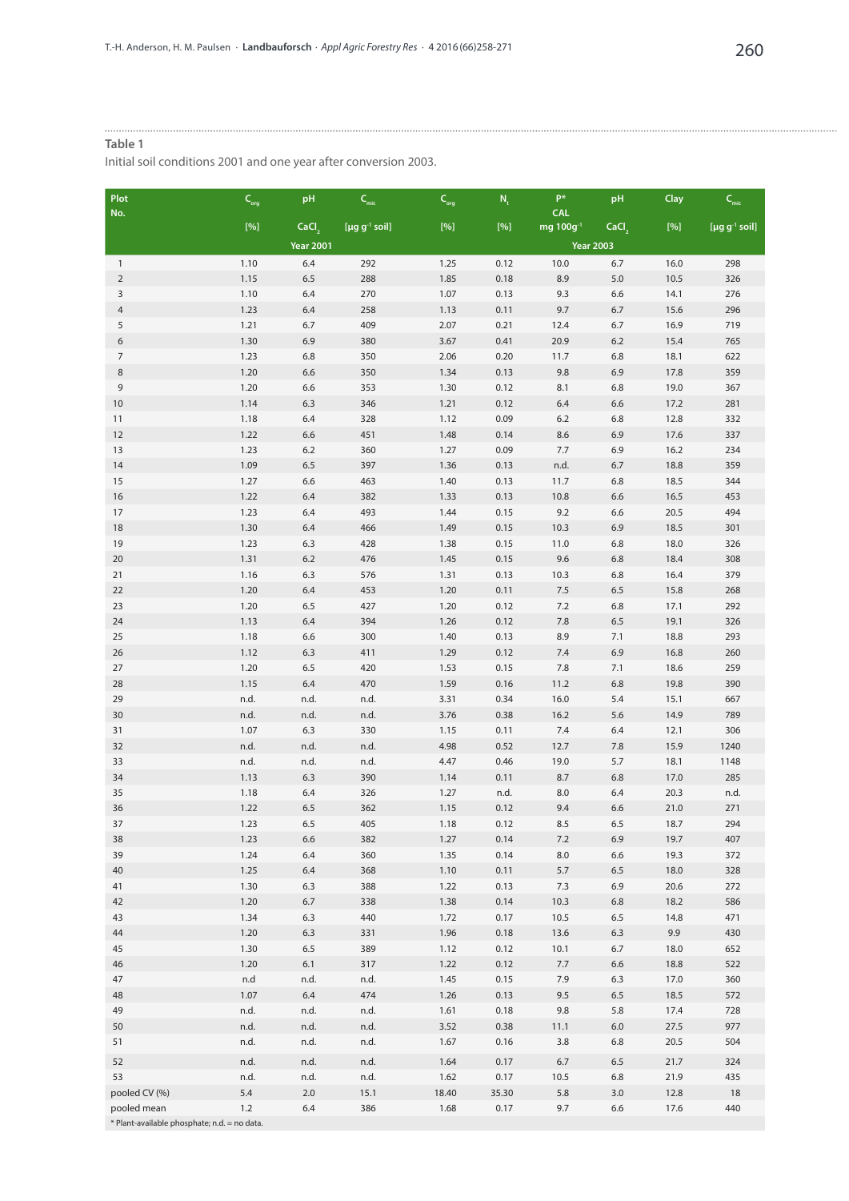**Table 1**

Initial soil conditions 2001 and one year after conversion 2003.

| Plot No. | $C_{org}$ [%] | pH $CaCl_2$ | $C_{mic}$ [µg $g^{-1}$ soil] | $C_{org}$ [%] | $N_t$ [%] | P* CAL mg $100g^{-1}$ | pH $CaCl_2$ | Clay [%] | $C_{mic}$ [µg $g^{-1}$ soil] |
|---|---|---|---|---|---|---|---|---|---|
| | Year 2001 | | | Year 2003 | | | | | |
| 1 | 1.10 | 6.4 | 292 | 1.25 | 0.12 | 10.0 | 6.7 | 16.0 | 298 |
| 2 | 1.15 | 6.5 | 288 | 1.85 | 0.18 | 8.9 | 5.0 | 10.5 | 326 |
| 3 | 1.10 | 6.4 | 270 | 1.07 | 0.13 | 9.3 | 6.6 | 14.1 | 276 |
| 4 | 1.23 | 6.4 | 258 | 1.13 | 0.11 | 9.7 | 6.7 | 15.6 | 296 |
| 5 | 1.21 | 6.7 | 409 | 2.07 | 0.21 | 12.4 | 6.7 | 16.9 | 719 |
| 6 | 1.30 | 6.9 | 380 | 3.67 | 0.41 | 20.9 | 6.2 | 15.4 | 765 |
| 7 | 1.23 | 6.8 | 350 | 2.06 | 0.20 | 11.7 | 6.8 | 18.1 | 622 |
| 8 | 1.20 | 6.6 | 350 | 1.34 | 0.13 | 9.8 | 6.9 | 17.8 | 359 |
| 9 | 1.20 | 6.6 | 353 | 1.30 | 0.12 | 8.1 | 6.8 | 19.0 | 367 |
| 10 | 1.14 | 6.3 | 346 | 1.21 | 0.12 | 6.4 | 6.6 | 17.2 | 281 |
| 11 | 1.18 | 6.4 | 328 | 1.12 | 0.09 | 6.2 | 6.8 | 12.8 | 332 |
| 12 | 1.22 | 6.6 | 451 | 1.48 | 0.14 | 8.6 | 6.9 | 17.6 | 337 |
| 13 | 1.23 | 6.2 | 360 | 1.27 | 0.09 | 7.7 | 6.9 | 16.2 | 234 |
| 14 | 1.09 | 6.5 | 397 | 1.36 | 0.13 | n.d. | 6.7 | 18.8 | 359 |
| 15 | 1.27 | 6.6 | 463 | 1.40 | 0.13 | 11.7 | 6.8 | 18.5 | 344 |
| 16 | 1.22 | 6.4 | 382 | 1.33 | 0.13 | 10.8 | 6.6 | 16.5 | 453 |
| 17 | 1.23 | 6.4 | 493 | 1.44 | 0.15 | 9.2 | 6.6 | 20.5 | 494 |
| 18 | 1.30 | 6.4 | 466 | 1.49 | 0.15 | 10.3 | 6.9 | 18.5 | 301 |
| 19 | 1.23 | 6.3 | 428 | 1.38 | 0.15 | 11.0 | 6.8 | 18.0 | 326 |
| 20 | 1.31 | 6.2 | 476 | 1.45 | 0.15 | 9.6 | 6.8 | 18.4 | 308 |
| 21 | 1.16 | 6.3 | 576 | 1.31 | 0.13 | 10.3 | 6.8 | 16.4 | 379 |
| 22 | 1.20 | 6.4 | 453 | 1.20 | 0.11 | 7.5 | 6.5 | 15.8 | 268 |
| 23 | 1.20 | 6.5 | 427 | 1.20 | 0.12 | 7.2 | 6.8 | 17.1 | 292 |
| 24 | 1.13 | 6.4 | 394 | 1.26 | 0.12 | 7.8 | 6.5 | 19.1 | 326 |
| 25 | 1.18 | 6.6 | 300 | 1.40 | 0.13 | 8.9 | 7.1 | 18.8 | 293 |
| 26 | 1.12 | 6.3 | 411 | 1.29 | 0.12 | 7.4 | 6.9 | 16.8 | 260 |
| 27 | 1.20 | 6.5 | 420 | 1.53 | 0.15 | 7.8 | 7.1 | 18.6 | 259 |
| 28 | 1.15 | 6.4 | 470 | 1.59 | 0.16 | 11.2 | 6.8 | 19.8 | 390 |
| 29 | n.d. | n.d. | n.d. | 3.31 | 0.34 | 16.0 | 5.4 | 15.1 | 667 |
| 30 | n.d. | n.d. | n.d. | 3.76 | 0.38 | 16.2 | 5.6 | 14.9 | 789 |
| 31 | 1.07 | 6.3 | 330 | 1.15 | 0.11 | 7.4 | 6.4 | 12.1 | 306 |
| 32 | n.d. | n.d. | n.d. | 4.98 | 0.52 | 12.7 | 7.8 | 15.9 | 1240 |
| 33 | n.d. | n.d. | n.d. | 4.47 | 0.46 | 19.0 | 5.7 | 18.1 | 1148 |
| 34 | 1.13 | 6.3 | 390 | 1.14 | 0.11 | 8.7 | 6.8 | 17.0 | 285 |
| 35 | 1.18 | 6.4 | 326 | 1.27 | n.d. | 8.0 | 6.4 | 20.3 | n.d. |
| 36 | 1.22 | 6.5 | 362 | 1.15 | 0.12 | 9.4 | 6.6 | 21.0 | 271 |
| 37 | 1.23 | 6.5 | 405 | 1.18 | 0.12 | 8.5 | 6.5 | 18.7 | 294 |
| 38 | 1.23 | 6.6 | 382 | 1.27 | 0.14 | 7.2 | 6.9 | 19.7 | 407 |
| 39 | 1.24 | 6.4 | 360 | 1.35 | 0.14 | 8.0 | 6.6 | 19.3 | 372 |
| 40 | 1.25 | 6.4 | 368 | 1.10 | 0.11 | 5.7 | 6.5 | 18.0 | 328 |
| 41 | 1.30 | 6.3 | 388 | 1.22 | 0.13 | 7.3 | 6.9 | 20.6 | 272 |
| 42 | 1.20 | 6.7 | 338 | 1.38 | 0.14 | 10.3 | 6.8 | 18.2 | 586 |
| 43 | 1.34 | 6.3 | 440 | 1.72 | 0.17 | 10.5 | 6.5 | 14.8 | 471 |
| 44 | 1.20 | 6.3 | 331 | 1.96 | 0.18 | 13.6 | 6.3 | 9.9 | 430 |
| 45 | 1.30 | 6.5 | 389 | 1.12 | 0.12 | 10.1 | 6.7 | 18.0 | 652 |
| 46 | 1.20 | 6.1 | 317 | 1.22 | 0.12 | 7.7 | 6.6 | 18.8 | 522 |
| 47 | n.d | n.d. | n.d. | 1.45 | 0.15 | 7.9 | 6.3 | 17.0 | 360 |
| 48 | 1.07 | 6.4 | 474 | 1.26 | 0.13 | 9.5 | 6.5 | 18.5 | 572 |
| 49 | n.d. | n.d. | n.d. | 1.61 | 0.18 | 9.8 | 5.8 | 17.4 | 728 |
| 50 | n.d. | n.d. | n.d. | 3.52 | 0.38 | 11.1 | 6.0 | 27.5 | 977 |
| 51 | n.d. | n.d. | n.d. | 1.67 | 0.16 | 3.8 | 6.8 | 20.5 | 504 |
| 52 | n.d. | n.d. | n.d. | 1.64 | 0.17 | 6.7 | 6.5 | 21.7 | 324 |
| 53 | n.d. | n.d. | n.d. | 1.62 | 0.17 | 10.5 | 6.8 | 21.9 | 435 |
| pooled CV (%) | 5.4 | 2.0 | 15.1 | 18.40 | 35.30 | 5.8 | 3.0 | 12.8 | 18 |
| pooled mean | 1.2 | 6.4 | 386 | 1.68 | 0.17 | 9.7 | 6.6 | 17.6 | 440 |

\* Plant-available phosphate; n.d. = no data.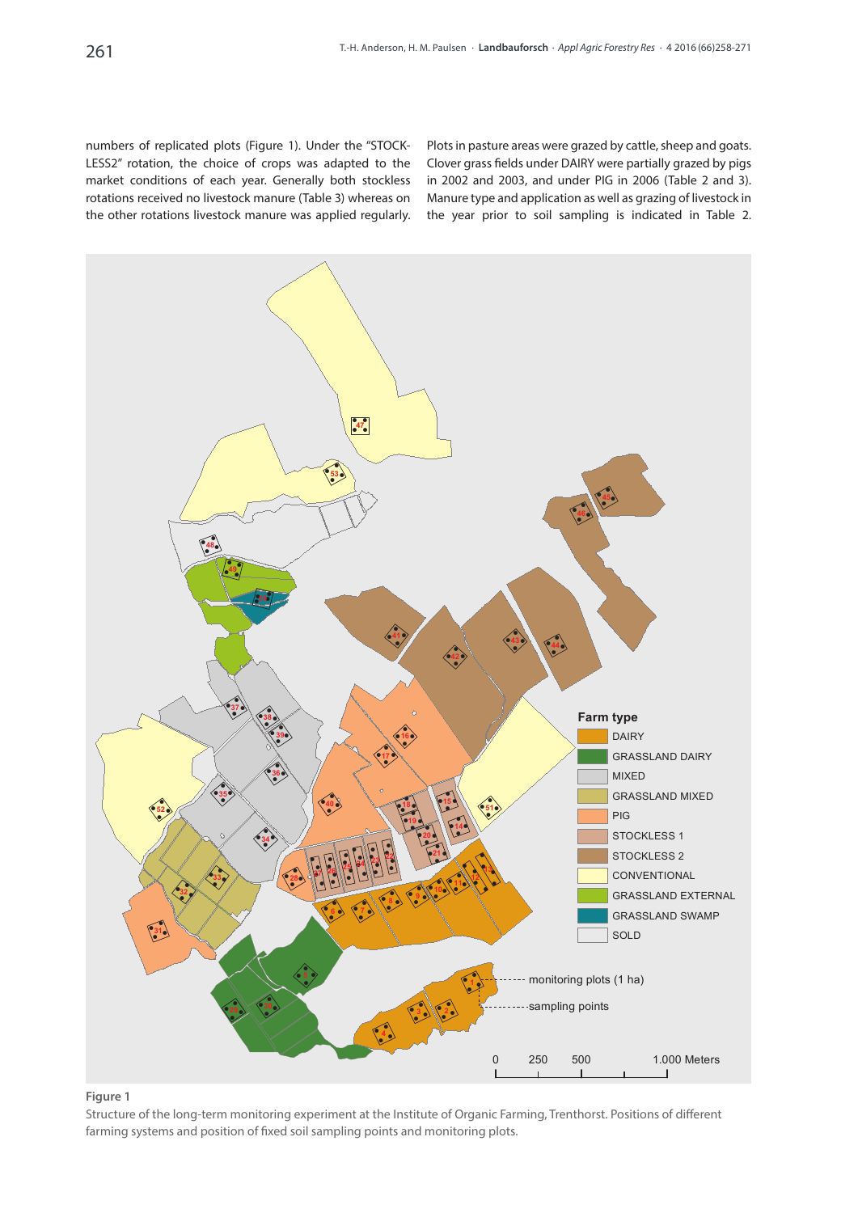numbers of replicated plots (Figure 1). Under the "STOCKLESS2" rotation, the choice of crops was adapted to the market conditions of each year. Generally both stockless rotations received no livestock manure (Table 3) whereas on the other rotations livestock manure was applied regularly. Plots in pasture areas were grazed by cattle, sheep and goats. Clover grass fields under DAIRY were partially grazed by pigs in 2002 and 2003, and under PIG in 2006 (Table 2 and 3). Manure type and application as well as grazing of livestock in the year prior to soil sampling is indicated in Table 2.

**Figure 1**

Structure of the long-term monitoring experiment at the Institute of Organic Farming, Trenthorst. Positions of different farming systems and position of fixed soil sampling points and monitoring plots.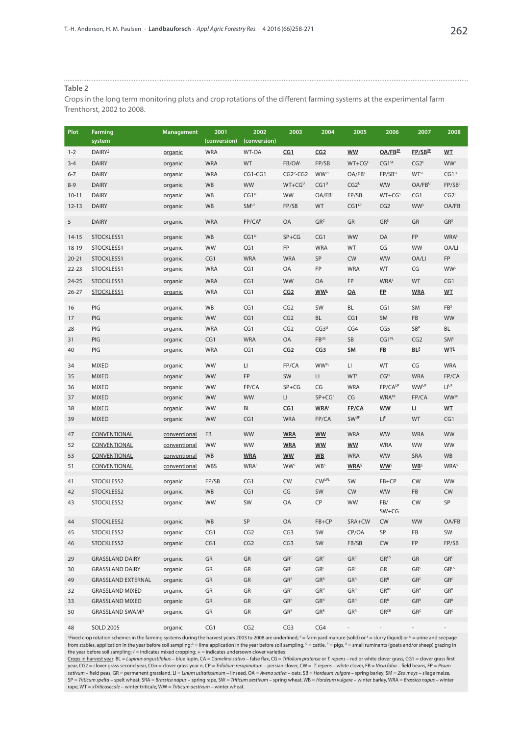## Table 2

Crops in the long term monitoring plots and crop rotations of the different farming systems at the experimental farm Trenthorst, 2002 to 2008.

| Plot | Farming system | Management | 2001 (conversion) | 2002 (conversion) | 2003 | 2004 | 2005 | 2006 | 2007 | 2008 |
|---|---|---|---|---|---|---|---|---|---|---|
| 1-2 | DAIRY[1] | organic | WRA | WT-OA | CG1 | CG2 | WW | OA/FB[SF] | FP/SB[SF] | WT |
| 3-4 | DAIRY | organic | WRA | WT | FB/OA[L] | FP/SB | WT+CG[F] | CG1[SF] | CG2[F] | WW[F] |
| 6-7 | DAIRY | organic | WRA | CG1-CG1 | CG2[F]-CG2 | WW[PF] | OA/FB[L] | FP/SB[SF] | WT[SF] | CG1[SF] |
| 8-9 | DAIRY | organic | WB | WW | WT+CG[U] | CG1[U] | CG2[U] | WW | OA/FB[U] | FP/SB[L] |
| 10-11 | DAIRY | organic | WB | CG1[U] | WW | OA/FB[F] | FP/SB | WT+CG[S] | CG1 | CG2[S] |
| 12-13 | DAIRY | organic | WB | SM[UF] | FP/SB | WT | CG1[UF] | CG2 | WW[S] | OA/FB |
| 5 | DAIRY | organic | WRA | FP/CA[F] | OA | GR[C] | GR | GR[S] | GR | GR[S] |
| 14-15 | STOCKLESS1 | organic | WB | CG1[U] | SP+CG | CG1 | WW | OA | FP | WRA[L] |
| 18-19 | STOCKLESS1 | organic | WW | CG1 | FP | WRA | WT | CG | WW | OA/LI |
| 20-21 | STOCKLESS1 | organic | CG1 | WRA | WRA | SP | CW | WW | OA/LI | FP |
| 22-23 | STOCKLESS1 | organic | WRA | CG1 | OA | FP | WRA | WT | CG | WW[L] |
| 24-25 | STOCKLESS1 | organic | WRA | CG1 | WW | OA | FP | WRA[L] | WT | CG1 |
| 26-27 | STOCKLESS1 | organic | WRA | CG1 | CG2 | WW[L] | OA | FP | WRA | WT |
| 16 | PIG | organic | WB | CG1 | CG2 | SW | BL | CG1 | SM | FB[S] |
| 17 | PIG | organic | WW | CG1 | CG2 | BL | CG1 | SM | FB | WW |
| 28 | PIG | organic | WRA | CG1 | CG2 | CG3[U] | CG4 | CG5 | SB[P] | BL |
| 31 | PIG | organic | CG1 | WRA | OA | FB[US] | SB | CG1[FL] | CG2 | SM[S] |
| 40 | PIG | organic | WRA | CG1 | CG2 | CG3 | SM | FB | BL[F] | WT[S] |
| 34 | MIXED | organic | WW | LI | FP/CA | WW[FL] | LI | WT | CG | WRA |
| 35 | MIXED | organic | WW | FP | SW | LI | WT[F] | CG[FL] | WRA | FP/CA |
| 36 | MIXED | organic | WW | FP/CA | SP+CG | CG | WRA | FP/CA[UF] | WW[UF] | LI[UF] |
| 37 | MIXED | organic | WW | WW | LI | SP+CG[F] | CG | WRA[PF] | FP/CA | WW[SF] |
| 38 | MIXED | organic | WW | BL | CG1 | WRA[L] | FP/CA | WW[F] | LI | WT |
| 39 | MIXED | organic | WW | CG1 | WRA | FP/CA | SW[UF] | LI[F] | WT | CG1 |
| 47 | CONVENTIONAL | conventional | FB | WW | WRA | WW | WRA | WW | WRA | WW |
| 52 | CONVENTIONAL | conventional | WW | WW | WRA | WW | WW | WRA | WW | WW |
| 53 | CONVENTIONAL | conventional | WB | WRA | WW | WB | WRA | WW | SRA | WB |
| 51 | CONVENTIONAL | conventional | WBS | WRA[S] | WW[S] | WB[S] | WRA[S] | WW[S] | WB[S] | WRA[S] |
| 41 | STOCKLESS2 | organic | FP/SB | CG1 | CW | CW[UFL] | SW | FB+CP | CW | WW |
| 42 | STOCKLESS2 | organic | WB | CG1 | CG | SW | CW | WW | FB | CW |
| 43 | STOCKLESS2 | organic | WW | SW | OA | CP | WW | FB/ SW+CG | CW | SP |
| 44 | STOCKLESS2 | organic | WB | SP | OA | FB+CP | SRA+CW | CW | WW | OA/FB |
| 45 | STOCKLESS2 | organic | CG1 | CG2 | CG3 | SW | CP/OA | SP | FB | SW |
| 46 | STOCKLESS2 | organic | CG1 | CG2 | CG3 | SW | FB/SB | CW | FP | FP/SB |
| 29 | GRASSLAND DAIRY | organic | GR | GR | GR[C] | GR[C] | GR[C] | GR[CS] | GR | GR[C] |
| 30 | GRASSLAND DAIRY | organic | GR | GR | GR[C] | GR[C] | GR[C] | GR | GR[S] | GR[CS] |
| 49 | GRASSLAND EXTERNAL | organic | GR | GR | GR[R] | GR[R] | GR[R] | GR[R] | GR[C] | GR[C] |
| 32 | GRASSLAND MIXED | organic | GR | GR | GR[R] | GR[R] | GR[R] | GR[RS] | GR[R] | GR[R] |
| 33 | GRASSLAND MIXED | organic | GR | GR | GR[R] | GR[R] | GR[R] | GR[R] | GR[R] | GR[R] |
| 50 | GRASSLAND SWAMP | organic | GR | GR | GR[R] | GR[R] | GR[R] | GR[CR] | GR[C] | GR[C] |
| 48 | SOLD 2005 | organic | CG1 | CG2 | CG3 | CG4 | - | - | - | - |

[1]Fixed crop rotation schemes in the farming systems during the harvest years 2003 to 2008 are underlined; [F] = farm yard manure (solid) or [S] = slurry (liquid) or [U] = urine and seepage from stables, application in the year before soil sampling; [L] = lime application in the year before soil sampling, [C] = cattle, [P] = pigs, [R] = small ruminants (goats and/or sheep) grazing in the year before soil sampling; / = indicates mixed cropping; + = indicates undersown clover varieties

Crops in harvest year: BL = *Lupinus angustifolius* – blue lupin, CA = *Camelina sativa* – false flax, CG = *Trifolium pratense* or *T. repens* – red or white clover grass, CG1 = clover grass first year, CG2 = clover grass second year, CGn = clover grass year n, CP = *Trifolium resupinatum* – persian clover, CW = *T. repens* – white clover, FB = *Vicia faba* – field beans, FP = *Pisum sativum* – field peas, GR = permanent grassland, LI = *Linum usitatissimum* – linseed, OA = *Avena sativa* – oats, SB = *Hordeum vulgare* – spring barley, SM = *Zea mays* – silage maize, SP = *Triticum spelta* – spelt wheat, SRA = *Brassica napus* – spring rape, SW = *Triticum aestivum* – spring wheat, WB = *Hordeum vulgare* – winter barley, WRA = *Brassica napus* – winter rape, WT = *xTriticosecale* – winter triticale, WW = *Triticum aestivum* – winter wheat.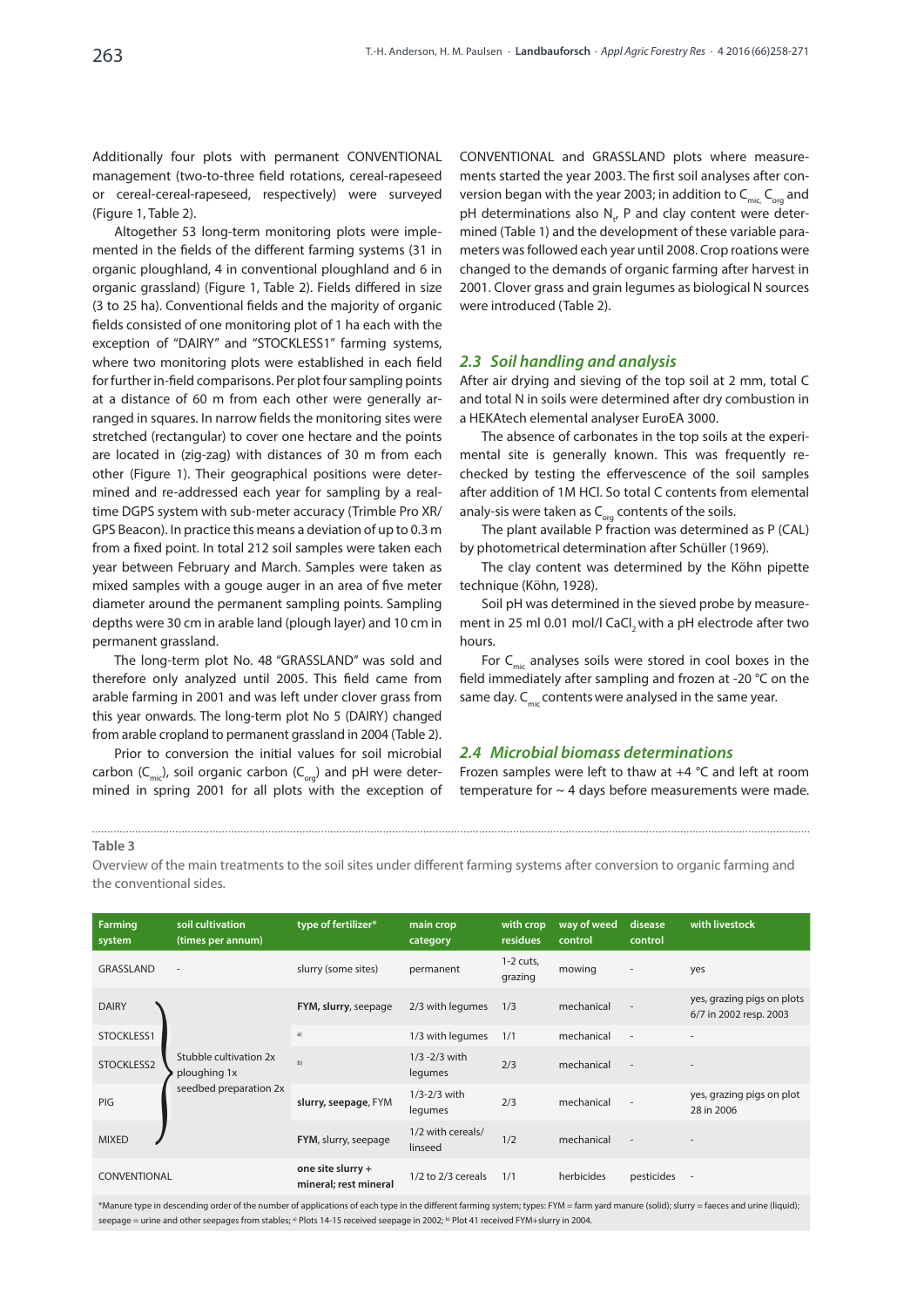Additionally four plots with permanent CONVENTIONAL management (two-to-three field rotations, cereal-rapeseed or cereal-cereal-rapeseed, respectively) were surveyed (Figure 1, Table 2).

Altogether 53 long-term monitoring plots were implemented in the fields of the different farming systems (31 in organic ploughland, 4 in conventional ploughland and 6 in organic grassland) (Figure 1, Table 2). Fields differed in size (3 to 25 ha). Conventional fields and the majority of organic fields consisted of one monitoring plot of 1 ha each with the exception of "DAIRY" and "STOCKLESS1" farming systems, where two monitoring plots were established in each field for further in-field comparisons. Per plot four sampling points at a distance of 60 m from each other were generally arranged in squares. In narrow fields the monitoring sites were stretched (rectangular) to cover one hectare and the points are located in (zig-zag) with distances of 30 m from each other (Figure 1). Their geographical positions were determined and re-addressed each year for sampling by a real-time DGPS system with sub-meter accuracy (Trimble Pro XR/GPS Beacon). In practice this means a deviation of up to 0.3 m from a fixed point. In total 212 soil samples were taken each year between February and March. Samples were taken as mixed samples with a gouge auger in an area of five meter diameter around the permanent sampling points. Sampling depths were 30 cm in arable land (plough layer) and 10 cm in permanent grassland.

The long-term plot No. 48 "GRASSLAND" was sold and therefore only analyzed until 2005. This field came from arable farming in 2001 and was left under clover grass from this year onwards. The long-term plot No 5 (DAIRY) changed from arable cropland to permanent grassland in 2004 (Table 2).

Prior to conversion the initial values for soil microbial carbon ($C_{mic}$), soil organic carbon ($C_{org}$) and pH were determined in spring 2001 for all plots with the exception of CONVENTIONAL and GRASSLAND plots where measurements started the year 2003. The first soil analyses after conversion began with the year 2003; in addition to $C_{mic,}$ $C_{org}$ and pH determinations also $N_t$, P and clay content were determined (Table 1) and the development of these variable parameters was followed each year until 2008. Crop roations were changed to the demands of organic farming after harvest in 2001. Clover grass and grain legumes as biological N sources were introduced (Table 2).

## 2.3 Soil handling and analysis

After air drying and sieving of the top soil at 2 mm, total C and total N in soils were determined after dry combustion in a HEKAtech elemental analyser EuroEA 3000.

The absence of carbonates in the top soils at the experimental site is generally known. This was frequently rechecked by testing the effervescence of the soil samples after addition of 1M HCl. So total C contents from elemental analy-sis were taken as $C_{org}$ contents of the soils.

The plant available P fraction was determined as P (CAL) by photometrical determination after Schüller (1969).

The clay content was determined by the Köhn pipette technique (Köhn, 1928).

Soil pH was determined in the sieved probe by measurement in 25 ml 0.01 mol/l $CaCl_2$ with a pH electrode after two hours.

For $C_{mic}$ analyses soils were stored in cool boxes in the field immediately after sampling and frozen at -20 °C on the same day. $C_{mic}$ contents were analysed in the same year.

## 2.4 Microbial biomass determinations

Frozen samples were left to thaw at +4 °C and left at room temperature for ~ 4 days before measurements were made.

**Table 3**

Overview of the main treatments to the soil sites under different farming systems after conversion to organic farming and the conventional sides.

| Farming system | soil cultivation (times per annum) | type of fertilizer* | main crop category | with crop residues | way of weed control | disease control | with livestock |
|---|---|---|---|---|---|---|---|
| GRASSLAND | - | slurry (some sites) | permanent | 1-2 cuts, grazing | mowing | - | yes |
| DAIRY | Stubble cultivation 2x ploughing 1x seedbed preparation 2x | **FYM, slurry**, seepage | 2/3 with legumes | 1/3 | mechanical | - | yes, grazing pigs on plots 6/7 in 2002 resp. 2003 |
| STOCKLESS1 | | [a] | 1/3 with legumes | 1/1 | mechanical | - | - |
| STOCKLESS2 | | [b] | 1/3 -2/3 with legumes | 2/3 | mechanical | - | - |
| PIG | | **slurry, seepage**, FYM | 1/3-2/3 with legumes | 2/3 | mechanical | - | yes, grazing pigs on plot 28 in 2006 |
| MIXED | | **FYM**, slurry, seepage | 1/2 with cereals/ linseed | 1/2 | mechanical | - | - |
| CONVENTIONAL | | **one site slurry + mineral; rest mineral** | 1/2 to 2/3 cereals | 1/1 | herbicides | pesticides | - |

*Manure type in descending order of the number of applications of each type in the different farming system; types: FYM = farm yard manure (solid); slurry = faeces and urine (liquid); seepage = urine and other seepages from stables; [a] Plots 14-15 received seepage in 2002; [b] Plot 41 received FYM+slurry in 2004.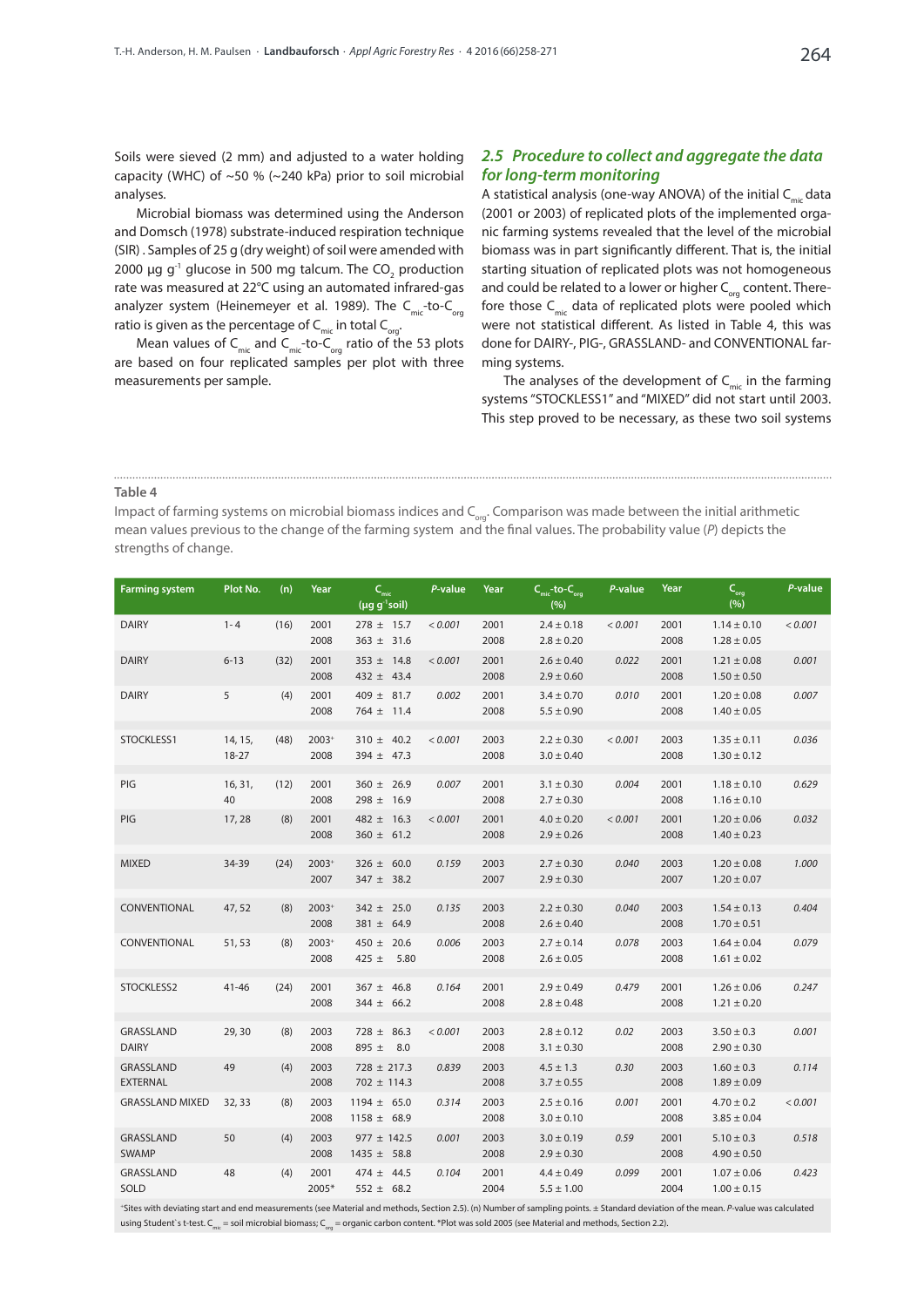Soils were sieved (2 mm) and adjusted to a water holding capacity (WHC) of ~50 % (~240 kPa) prior to soil microbial analyses.

Microbial biomass was determined using the Anderson and Domsch (1978) substrate-induced respiration technique (SIR) . Samples of 25 g (dry weight) of soil were amended with 2000 µg $g^{-1}$ glucose in 500 mg talcum. The $CO_2$ production rate was measured at 22°C using an automated infrared-gas analyzer system (Heinemeyer et al. 1989). The $C_{mic}$-to-$C_{org}$ ratio is given as the percentage of $C_{mic}$ in total $C_{org}$.

Mean values of $C_{mic}$ and $C_{mic}$-to-$C_{org}$ ratio of the 53 plots are based on four replicated samples per plot with three measurements per sample.

## 2.5 Procedure to collect and aggregate the data for long-term monitoring

A statistical analysis (one-way ANOVA) of the initial $C_{mic}$ data (2001 or 2003) of replicated plots of the implemented organic farming systems revealed that the level of the microbial biomass was in part significantly different. That is, the initial starting situation of replicated plots was not homogeneous and could be related to a lower or higher $C_{org}$ content. Therefore those $C_{mic}$ data of replicated plots were pooled which were not statistical different. As listed in Table 4, this was done for DAIRY-, PIG-, GRASSLAND- and CONVENTIONAL farming systems.

The analyses of the development of $C_{mic}$ in the farming systems "STOCKLESS1" and "MIXED" did not start until 2003. This step proved to be necessary, as these two soil systems

**Table 4**

Impact of farming systems on microbial biomass indices and $C_{org}$. Comparison was made between the initial arithmetic mean values previous to the change of the farming system and the final values. The probability value (*P*) depicts the strengths of change.

| Farming system | Plot No. | (n) | Year | $C_{mic}$ (µg $g^{-1}$soil) | *P*-value | Year | $C_{mic}$-to-$C_{org}$ (%) | *P*-value | Year | $C_{org}$ (%) | *P*-value |
|---|---|---|---|---|---|---|---|---|---|---|---|
| DAIRY | 1 - 4 | (16) | 2001<br>2008 | 278 ± 15.7<br>363 ± 31.6 | *< 0.001* | 2001<br>2008 | 2.4 ± 0.18<br>2.8 ± 0.20 | *< 0.001* | 2001<br>2008 | 1.14 ± 0.10<br>1.28 ± 0.05 | *< 0.001* |
| DAIRY | 6-13 | (32) | 2001<br>2008 | 353 ± 14.8<br>432 ± 43.4 | *< 0.001* | 2001<br>2008 | 2.6 ± 0.40<br>2.9 ± 0.60 | *0.022* | 2001<br>2008 | 1.21 ± 0.08<br>1.50 ± 0.50 | *0.001* |
| DAIRY | 5 | (4) | 2001<br>2008 | 409 ± 81.7<br>764 ± 11.4 | *0.002* | 2001<br>2008 | 3.4 ± 0.70<br>5.5 ± 0.90 | *0.010* | 2001<br>2008 | 1.20 ± 0.08<br>1.40 ± 0.05 | *0.007* |
| STOCKLESS1 | 14, 15, 18-27 | (48) | 2003+<br>2008 | 310 ± 40.2<br>394 ± 47.3 | *< 0.001* | 2003<br>2008 | 2.2 ± 0.30<br>3.0 ± 0.40 | *< 0.001* | 2003<br>2008 | 1.35 ± 0.11<br>1.30 ± 0.12 | *0.036* |
| PIG | 16, 31, 40 | (12) | 2001<br>2008 | 360 ± 26.9<br>298 ± 16.9 | *0.007* | 2001<br>2008 | 3.1 ± 0.30<br>2.7 ± 0.30 | *0.004* | 2001<br>2008 | 1.18 ± 0.10<br>1.16 ± 0.10 | *0.629* |
| PIG | 17, 28 | (8) | 2001<br>2008 | 482 ± 16.3<br>360 ± 61.2 | *< 0.001* | 2001<br>2008 | 4.0 ± 0.20<br>2.9 ± 0.26 | *< 0.001* | 2001<br>2008 | 1.20 ± 0.06<br>1.40 ± 0.23 | *0.032* |
| MIXED | 34-39 | (24) | 2003+<br>2007 | 326 ± 60.0<br>347 ± 38.2 | *0.159* | 2003<br>2007 | 2.7 ± 0.30<br>2.9 ± 0.30 | *0.040* | 2003<br>2007 | 1.20 ± 0.08<br>1.20 ± 0.07 | *1.000* |
| CONVENTIONAL | 47, 52 | (8) | 2003+<br>2008 | 342 ± 25.0<br>381 ± 64.9 | *0.135* | 2003<br>2008 | 2.2 ± 0.30<br>2.6 ± 0.40 | *0.040* | 2003<br>2008 | 1.54 ± 0.13<br>1.70 ± 0.51 | *0.404* |
| CONVENTIONAL | 51, 53 | (8) | 2003+<br>2008 | 450 ± 20.6<br>425 ± 5.80 | *0.006* | 2003<br>2008 | 2.7 ± 0.14<br>2.6 ± 0.05 | *0.078* | 2003<br>2008 | 1.64 ± 0.04<br>1.61 ± 0.02 | *0.079* |
| STOCKLESS2 | 41-46 | (24) | 2001<br>2008 | 367 ± 46.8<br>344 ± 66.2 | *0.164* | 2001<br>2008 | 2.9 ± 0.49<br>2.8 ± 0.48 | *0.479* | 2001<br>2008 | 1.26 ± 0.06<br>1.21 ± 0.20 | *0.247* |
| GRASSLAND DAIRY | 29, 30 | (8) | 2003<br>2008 | 728 ± 86.3<br>895 ± 8.0 | *< 0.001* | 2003<br>2008 | 2.8 ± 0.12<br>3.1 ± 0.30 | *0.02* | 2003<br>2008 | 3.50 ± 0.3<br>2.90 ± 0.30 | *0.001* |
| GRASSLAND EXTERNAL | 49 | (4) | 2003<br>2008 | 728 ± 217.3<br>702 ± 114.3 | *0.839* | 2003<br>2008 | 4.5 ± 1.3<br>3.7 ± 0.55 | *0.30* | 2003<br>2008 | 1.60 ± 0.3<br>1.89 ± 0.09 | *0.114* |
| GRASSLAND MIXED | 32, 33 | (8) | 2003<br>2008 | 1194 ± 65.0<br>1158 ± 68.9 | *0.314* | 2003<br>2008 | 2.5 ± 0.16<br>3.0 ± 0.10 | *0.001* | 2001<br>2008 | 4.70 ± 0.2<br>3.85 ± 0.04 | *< 0.001* |
| GRASSLAND SWAMP | 50 | (4) | 2003<br>2008 | 977 ± 142.5<br>1435 ± 58.8 | *0.001* | 2003<br>2008 | 3.0 ± 0.19<br>2.9 ± 0.30 | *0.59* | 2001<br>2008 | 5.10 ± 0.3<br>4.90 ± 0.50 | *0.518* |
| GRASSLAND SOLD | 48 | (4) | 2001<br>2005* | 474 ± 44.5<br>552 ± 68.2 | *0.104* | 2001<br>2004 | 4.4 ± 0.49<br>5.5 ± 1.00 | *0.099* | 2001<br>2004 | 1.07 ± 0.06<br>1.00 ± 0.15 | *0.423* |

+Sites with deviating start and end measurements (see Material and methods, Section 2.5). (n) Number of sampling points. ± Standard deviation of the mean. *P*-value was calculated using Student's t-test. $C_{mic}$ = soil microbial biomass; $C_{org}$ = organic carbon content. *Plot was sold 2005 (see Material and methods, Section 2.2).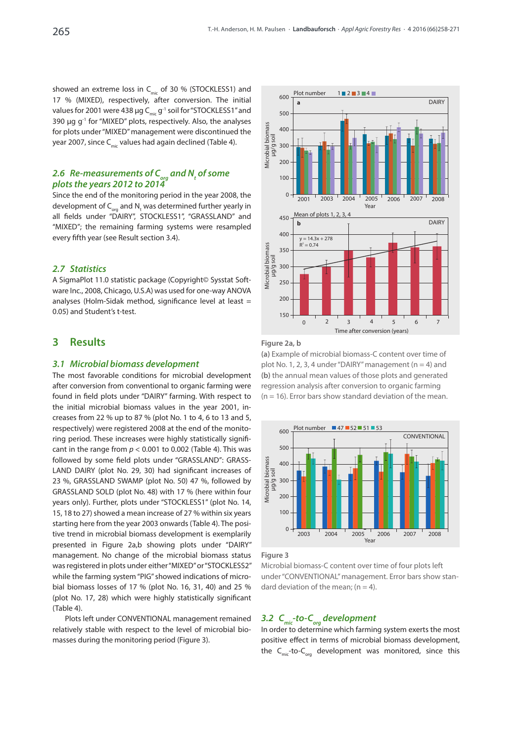showed an extreme loss in $C_{mic}$ of 30 % (STOCKLESS1) and 17 % (MIXED), respectively, after conversion. The initial values for 2001 were 438 µg $C_{mic}$ $g^{-1}$ soil for "STOCKLESS1" and 390 µg $g^{-1}$ for "MIXED" plots, respectively. Also, the analyses for plots under "MIXED" management were discontinued the year 2007, since $C_{mic}$ values had again declined (Table 4).

### 2.6 Re-measurements of $C_{org}$ and $N_t$ of some plots the years 2012 to 2014

Since the end of the monitoring period in the year 2008, the development of $C_{org}$ and $N_t$ was determined further yearly in all fields under "DAIRY", STOCKLESS1", "GRASSLAND" and "MIXED"; the remaining farming systems were resampled every fifth year (see Result section 3.4).

### 2.7 Statistics

A SigmaPlot 11.0 statistic package (Copyright© Sysstat Software Inc., 2008, Chicago, U.S.A) was used for one-way ANOVA analyses (Holm-Sidak method, significance level at least = 0.05) and Student's t-test.

## 3 Results

### 3.1 Microbial biomass development

The most favorable conditions for microbial development after conversion from conventional to organic farming were found in field plots under "DAIRY" farming. With respect to the initial microbial biomass values in the year 2001, increases from 22 % up to 87 % (plot No. 1 to 4, 6 to 13 and 5, respectively) were registered 2008 at the end of the monitoring period. These increases were highly statistically significant in the range from $p < 0.001$ to 0.002 (Table 4). This was followed by some field plots under "GRASSLAND": GRASSLAND DAIRY (plot No. 29, 30) had significant increases of 23 %, GRASSLAND SWAMP (plot No. 50) 47 %, followed by GRASSLAND SOLD (plot No. 48) with 17 % (here within four years only). Further, plots under "STOCKLESS1" (plot No. 14, 15, 18 to 27) showed a mean increase of 27 % within six years starting here from the year 2003 onwards (Table 4). The positive trend in microbial biomass development is exemplarily presented in Figure 2a,b showing plots under "DAIRY" management. No change of the microbial biomass status was registered in plots under either "MIXED" or "STOCKLESS2" while the farming system "PIG" showed indications of microbial biomass losses of 17 % (plot No. 16, 31, 40) and 25 % (plot No. 17, 28) which were highly statistically significant (Table 4).

Plots left under CONVENTIONAL management remained relatively stable with respect to the level of microbial biomasses during the monitoring period (Figure 3).

**Figure 2a, b**
**(a)** Example of microbial biomass-C content over time of plot No. 1, 2, 3, 4 under "DAIRY" management (n = 4) and **(b)** the annual mean values of those plots and generated regression analysis after conversion to organic farming (n = 16). Error bars show standard deviation of the mean.

**Figure 3**
Microbial biomass-C content over time of four plots left under "CONVENTIONAL" management. Error bars show standard deviation of the mean; (n = 4).

### 3.2 $C_{mic}$-to-$C_{org}$ development

In order to determine which farming system exerts the most positive effect in terms of microbial biomass development, the $C_{mic}$-to-$C_{org}$ development was monitored, since this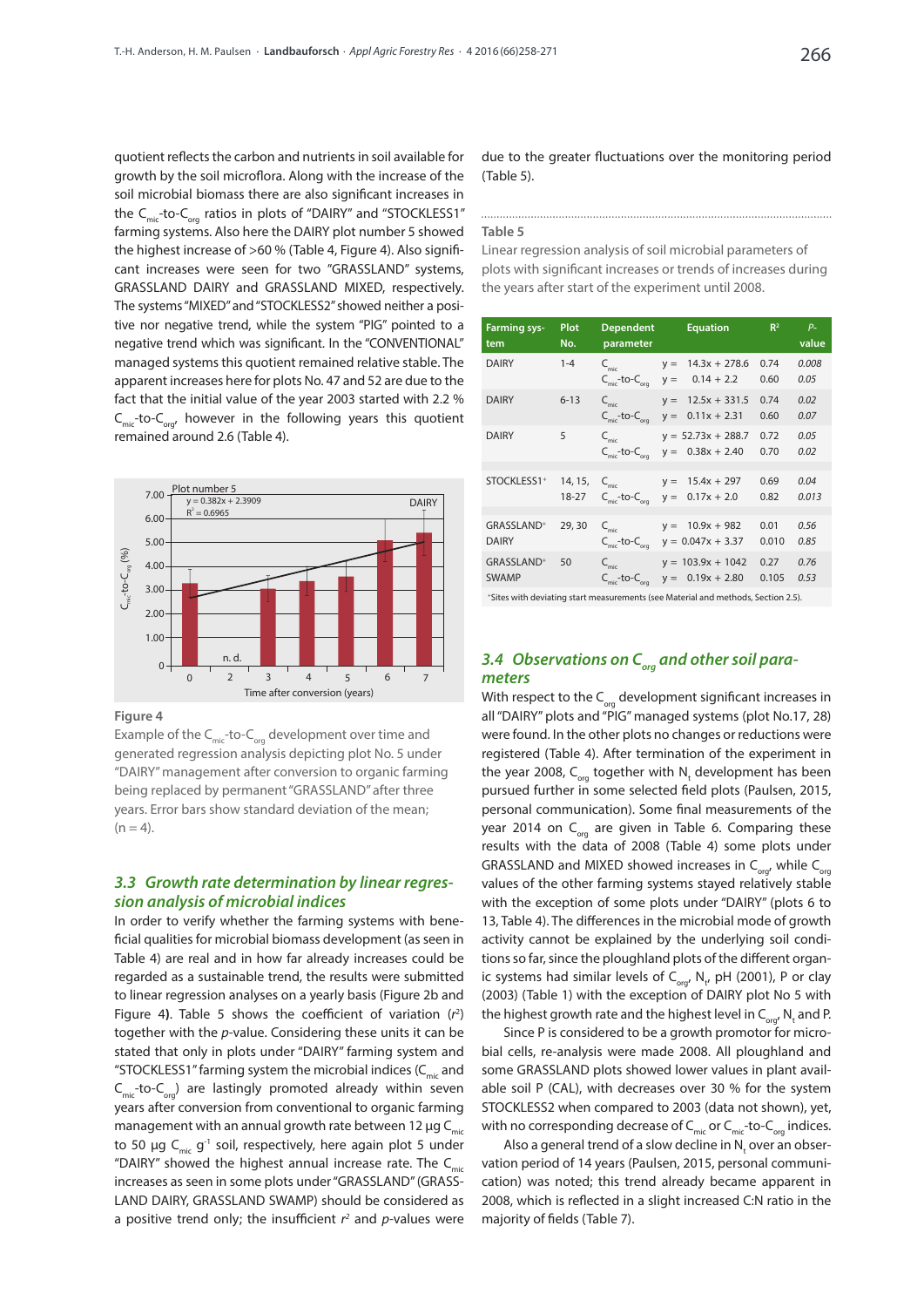quotient reflects the carbon and nutrients in soil available for growth by the soil microflora. Along with the increase of the soil microbial biomass there are also significant increases in the $C_{mic}$-to-$C_{org}$ ratios in plots of "DAIRY" and "STOCKLESS1" farming systems. Also here the DAIRY plot number 5 showed the highest increase of >60 % (Table 4, Figure 4). Also significant increases were seen for two "GRASSLAND" systems, GRASSLAND DAIRY and GRASSLAND MIXED, respectively. The systems "MIXED" and "STOCKLESS2" showed neither a positive nor negative trend, while the system "PIG" pointed to a negative trend which was significant. In the "CONVENTIONAL" managed systems this quotient remained relative stable. The apparent increases here for plots No. 47 and 52 are due to the fact that the initial value of the year 2003 started with 2.2 % $C_{mic}$-to-$C_{org}$, however in the following years this quotient remained around 2.6 (Table 4).

**Figure 4**

Example of the $C_{mic}$-to-$C_{org}$ development over time and generated regression analysis depicting plot No. 5 under "DAIRY" management after conversion to organic farming being replaced by permanent "GRASSLAND" after three years. Error bars show standard deviation of the mean; (n = 4).

## 3.3 Growth rate determination by linear regression analysis of microbial indices

In order to verify whether the farming systems with beneficial qualities for microbial biomass development (as seen in Table 4) are real and in how far already increases could be regarded as a sustainable trend, the results were submitted to linear regression analyses on a yearly basis (Figure 2b and Figure 4). Table 5 shows the coefficient of variation ($r^2$) together with the *p*-value. Considering these units it can be stated that only in plots under "DAIRY" farming system and "STOCKLESS1" farming system the microbial indices ($C_{mic}$ and $C_{mic}$-to-$C_{org}$) are lastingly promoted already within seven years after conversion from conventional to organic farming management with an annual growth rate between 12 µg $C_{mic}$ to 50 µg $C_{mic}$ $g^{-1}$ soil, respectively, here again plot 5 under "DAIRY" showed the highest annual increase rate. The $C_{mic}$ increases as seen in some plots under "GRASSLAND" (GRASSLAND DAIRY, GRASSLAND SWAMP) should be considered as a positive trend only; the insufficient $r^2$ and *p*-values were due to the greater fluctuations over the monitoring period (Table 5).

**Table 5**

Linear regression analysis of soil microbial parameters of plots with significant increases or trends of increases during the years after start of the experiment until 2008.

| Farming system | Plot No. | Dependent parameter | Equation | $R^2$ | *P*-value |
|---|---|---|---|---|---|
| DAIRY | 1-4 | $C_{mic}$ | y = 14.3x + 278.6 | 0.74 | 0.008 |
| | | $C_{mic}$-to-$C_{org}$ | y = 0.14 + 2.2 | 0.60 | 0.05 |
| DAIRY | 6-13 | $C_{mic}$ | y = 12.5x + 331.5 | 0.74 | 0.02 |
| | | $C_{mic}$-to-$C_{org}$ | y = 0.11x + 2.31 | 0.60 | 0.07 |
| DAIRY | 5 | $C_{mic}$ | y = 52.73x + 288.7 | 0.72 | 0.05 |
| | | $C_{mic}$-to-$C_{org}$ | y = 0.38x + 2.40 | 0.70 | 0.02 |
| STOCKLESS1* | 14, 15, 18-27 | $C_{mic}$ | y = 15.4x + 297 | 0.69 | 0.04 |
| | | $C_{mic}$-to-$C_{org}$ | y = 0.17x + 2.0 | 0.82 | 0.013 |
| GRASSLAND* DAIRY | 29, 30 | $C_{mic}$ | y = 10.9x + 982 | 0.01 | 0.56 |
| | | $C_{mic}$-to-$C_{org}$ | y = 0.047x + 3.37 | 0.010 | 0.85 |
| GRASSLAND* SWAMP | 50 | $C_{mic}$ | y = 103.9x + 1042 | 0.27 | 0.76 |
| | | $C_{mic}$-to-$C_{org}$ | y = 0.19x + 2.80 | 0.105 | 0.53 |

*Sites with deviating start measurements (see Material and methods, Section 2.5).

## 3.4 Observations on $C_{org}$ and other soil parameters

With respect to the $C_{org}$ development significant increases in all "DAIRY" plots and "PIG" managed systems (plot No.17, 28) were found. In the other plots no changes or reductions were registered (Table 4). After termination of the experiment in the year 2008, $C_{org}$ together with $N_t$ development has been pursued further in some selected field plots (Paulsen, 2015, personal communication). Some final measurements of the year 2014 on $C_{org}$ are given in Table 6. Comparing these results with the data of 2008 (Table 4) some plots under GRASSLAND and MIXED showed increases in $C_{org}$, while $C_{org}$ values of the other farming systems stayed relatively stable with the exception of some plots under "DAIRY" (plots 6 to 13, Table 4). The differences in the microbial mode of growth activity cannot be explained by the underlying soil conditions so far, since the ploughland plots of the different organic systems had similar levels of $C_{org}$, $N_t$, pH (2001), P or clay (2003) (Table 1) with the exception of DAIRY plot No 5 with the highest growth rate and the highest level in $C_{org}$, $N_t$ and P.

Since P is considered to be a growth promotor for microbial cells, re-analysis were made 2008. All ploughland and some GRASSLAND plots showed lower values in plant available soil P (CAL), with decreases over 30 % for the system STOCKLESS2 when compared to 2003 (data not shown), yet, with no corresponding decrease of $C_{mic}$ or $C_{mic}$-to-$C_{org}$ indices.

Also a general trend of a slow decline in $N_t$ over an observation period of 14 years (Paulsen, 2015, personal communication) was noted; this trend already became apparent in 2008, which is reflected in a slight increased C:N ratio in the majority of fields (Table 7).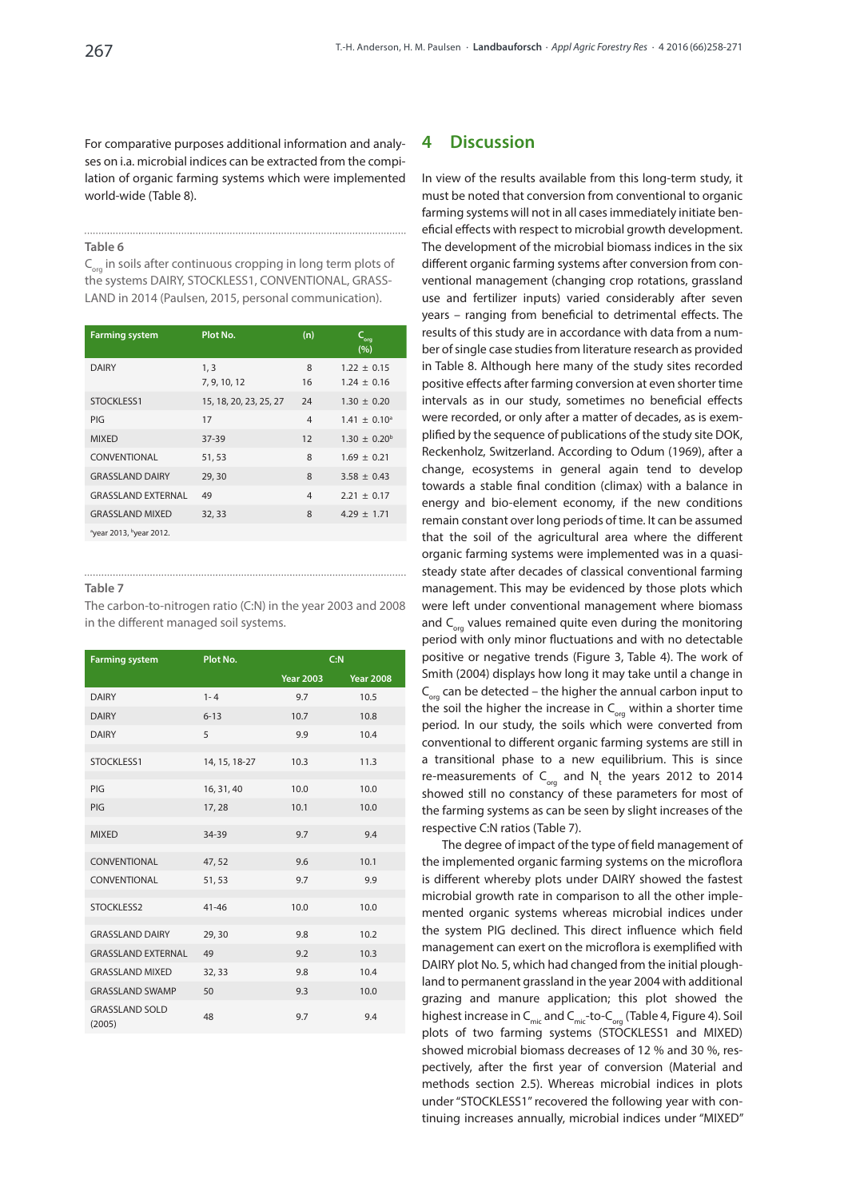For comparative purposes additional information and analyses on i.a. microbial indices can be extracted from the compilation of organic farming systems which were implemented world-wide (Table 8).

**Table 6**

$C_{org}$ in soils after continuous cropping in long term plots of the systems DAIRY, STOCKLESS1, CONVENTIONAL, GRASSLAND in 2014 (Paulsen, 2015, personal communication).

| Farming system | Plot No. | (n) | $C_{org}$ (%) |
|---|---|---|---|
| DAIRY | 1, 3 | 8 | 1.22 ± 0.15 |
| | 7, 9, 10, 12 | 16 | 1.24 ± 0.16 |
| STOCKLESS1 | 15, 18, 20, 23, 25, 27 | 24 | 1.30 ± 0.20 |
| PIG | 17 | 4 | 1.41 ± 0.10[a] |
| MIXED | 37-39 | 12 | 1.30 ± 0.20[b] |
| CONVENTIONAL | 51, 53 | 8 | 1.69 ± 0.21 |
| GRASSLAND DAIRY | 29, 30 | 8 | 3.58 ± 0.43 |
| GRASSLAND EXTERNAL | 49 | 4 | 2.21 ± 0.17 |
| GRASSLAND MIXED | 32, 33 | 8 | 4.29 ± 1.71 |

[a]year 2013, [b]year 2012.

**Table 7**

The carbon-to-nitrogen ratio (C:N) in the year 2003 and 2008 in the different managed soil systems.

| Farming system | Plot No. | C:N | |
|---|---|---|---|
| | | Year 2003 | Year 2008 |
| DAIRY | 1- 4 | 9.7 | 10.5 |
| DAIRY | 6-13 | 10.7 | 10.8 |
| DAIRY | 5 | 9.9 | 10.4 |
| STOCKLESS1 | 14, 15, 18-27 | 10.3 | 11.3 |
| PIG | 16, 31, 40 | 10.0 | 10.0 |
| PIG | 17, 28 | 10.1 | 10.0 |
| MIXED | 34-39 | 9.7 | 9.4 |
| CONVENTIONAL | 47, 52 | 9.6 | 10.1 |
| CONVENTIONAL | 51, 53 | 9.7 | 9.9 |
| STOCKLESS2 | 41-46 | 10.0 | 10.0 |
| GRASSLAND DAIRY | 29, 30 | 9.8 | 10.2 |
| GRASSLAND EXTERNAL | 49 | 9.2 | 10.3 |
| GRASSLAND MIXED | 32, 33 | 9.8 | 10.4 |
| GRASSLAND SWAMP | 50 | 9.3 | 10.0 |
| GRASSLAND SOLD (2005) | 48 | 9.7 | 9.4 |

## 4 Discussion

In view of the results available from this long-term study, it must be noted that conversion from conventional to organic farming systems will not in all cases immediately initiate beneficial effects with respect to microbial growth development. The development of the microbial biomass indices in the six different organic farming systems after conversion from conventional management (changing crop rotations, grassland use and fertilizer inputs) varied considerably after seven years – ranging from beneficial to detrimental effects. The results of this study are in accordance with data from a number of single case studies from literature research as provided in Table 8. Although here many of the study sites recorded positive effects after farming conversion at even shorter time intervals as in our study, sometimes no beneficial effects were recorded, or only after a matter of decades, as is exemplified by the sequence of publications of the study site DOK, Reckenholz, Switzerland. According to Odum (1969), after a change, ecosystems in general again tend to develop towards a stable final condition (climax) with a balance in energy and bio-element economy, if the new conditions remain constant over long periods of time. It can be assumed that the soil of the agricultural area where the different organic farming systems were implemented was in a quasi-steady state after decades of classical conventional farming management. This may be evidenced by those plots which were left under conventional management where biomass and $C_{org}$ values remained quite even during the monitoring period with only minor fluctuations and with no detectable positive or negative trends (Figure 3, Table 4). The work of Smith (2004) displays how long it may take until a change in $C_{org}$ can be detected – the higher the annual carbon input to the soil the higher the increase in $C_{org}$ within a shorter time period. In our study, the soils which were converted from conventional to different organic farming systems are still in a transitional phase to a new equilibrium. This is since re-measurements of $C_{org}$ and $N_t$ the years 2012 to 2014 showed still no constancy of these parameters for most of the farming systems as can be seen by slight increases of the respective C:N ratios (Table 7).

The degree of impact of the type of field management of the implemented organic farming systems on the microflora is different whereby plots under DAIRY showed the fastest microbial growth rate in comparison to all the other implemented organic systems whereas microbial indices under the system PIG declined. This direct influence which field management can exert on the microflora is exemplified with DAIRY plot No. 5, which had changed from the initial ploughland to permanent grassland in the year 2004 with additional grazing and manure application; this plot showed the highest increase in $C_{mic}$ and $C_{mic}$-to-$C_{org}$ (Table 4, Figure 4). Soil plots of two farming systems (STOCKLESS1 and MIXED) showed microbial biomass decreases of 12 % and 30 %, respectively, after the first year of conversion (Material and methods section 2.5). Whereas microbial indices in plots under "STOCKLESS1" recovered the following year with continuing increases annually, microbial indices under "MIXED"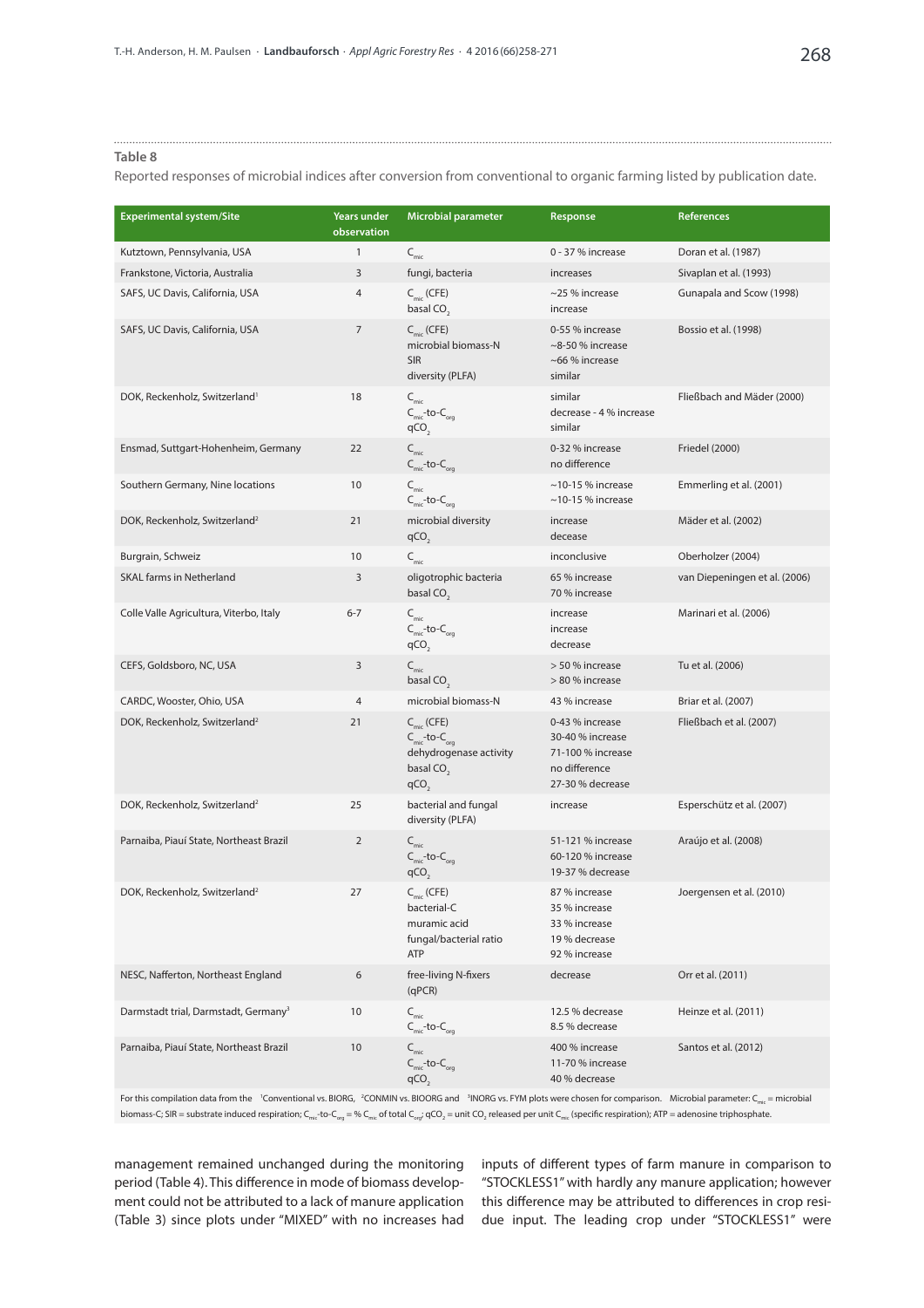**Table 8**

Reported responses of microbial indices after conversion from conventional to organic farming listed by publication date.

| Experimental system/Site | Years under observation | Microbial parameter | Response | References |
|---|---|---|---|---|
| Kutztown, Pennsylvania, USA | 1 | $C_{mic}$ | 0 - 37 % increase | Doran et al. (1987) |
| Frankstone, Victoria, Australia | 3 | fungi, bacteria | increases | Sivaplan et al. (1993) |
| SAFS, UC Davis, California, USA | 4 | $C_{mic}$ (CFE)<br>basal $CO_2$ | ~25 % increase<br>increase | Gunapala and Scow (1998) |
| SAFS, UC Davis, California, USA | 7 | $C_{mic}$ (CFE)<br>microbial biomass-N<br>SIR<br>diversity (PLFA) | 0-55 % increase<br>~8-50 % increase<br>~66 % increase<br>similar | Bossio et al. (1998) |
| DOK, Reckenholz, Switzerland[1] | 18 | $C_{mic}$<br>$C_{mic}$-to-$C_{org}$<br>$qCO_2$ | similar<br>decrease - 4 % increase<br>similar | Fließbach and Mäder (2000) |
| Ensmad, Suttgart-Hohenheim, Germany | 22 | $C_{mic}$<br>$C_{mic}$-to-$C_{org}$ | 0-32 % increase<br>no difference | Friedel (2000) |
| Southern Germany, Nine locations | 10 | $C_{mic}$<br>$C_{mic}$-to-$C_{org}$ | ~10-15 % increase<br>~10-15 % increase | Emmerling et al. (2001) |
| DOK, Reckenholz, Switzerland[2] | 21 | microbial diversity<br>$qCO_2$ | increase<br>decease | Mäder et al. (2002) |
| Burgrain, Schweiz | 10 | $C_{mic}$ | inconclusive | Oberholzer (2004) |
| SKAL farms in Netherland | 3 | oligotrophic bacteria<br>basal $CO_2$ | 65 % increase<br>70 % increase | van Diepeningen et al. (2006) |
| Colle Valle Agricultura, Viterbo, Italy | 6-7 | $C_{mic}$<br>$C_{mic}$-to-$C_{org}$<br>$qCO_2$ | increase<br>increase<br>decrease | Marinari et al. (2006) |
| CEFS, Goldsboro, NC, USA | 3 | $C_{mic}$<br>basal $CO_2$ | > 50 % increase<br>> 80 % increase | Tu et al. (2006) |
| CARDC, Wooster, Ohio, USA | 4 | microbial biomass-N | 43 % increase | Briar et al. (2007) |
| DOK, Reckenholz, Switzerland[2] | 21 | $C_{mic}$ (CFE)<br>$C_{mic}$-to-$C_{org}$<br>dehydrogenase activity<br>basal $CO_2$<br>$qCO_2$ | 0-43 % increase<br>30-40 % increase<br>71-100 % increase<br>no difference<br>27-30 % decrease | Fließbach et al. (2007) |
| DOK, Reckenholz, Switzerland[2] | 25 | bacterial and fungal diversity (PLFA) | increase | Esperschütz et al. (2007) |
| Parnaiba, Piauí State, Northeast Brazil | 2 | $C_{mic}$<br>$C_{mic}$-to-$C_{org}$<br>$qCO_2$ | 51-121 % increase<br>60-120 % increase<br>19-37 % decrease | Araújo et al. (2008) |
| DOK, Reckenholz, Switzerland[2] | 27 | $C_{mic}$ (CFE)<br>bacterial-C<br>muramic acid<br>fungal/bacterial ratio<br>ATP | 87 % increase<br>35 % increase<br>33 % increase<br>19 % decrease<br>92 % increase | Joergensen et al. (2010) |
| NESC, Nafferton, Northeast England | 6 | free-living N-fixers (qPCR) | decrease | Orr et al. (2011) |
| Darmstadt trial, Darmstadt, Germany[3] | 10 | $C_{mic}$<br>$C_{mic}$-to-$C_{org}$ | 12.5 % decrease<br>8.5 % decrease | Heinze et al. (2011) |
| Parnaiba, Piauí State, Northeast Brazil | 10 | $C_{mic}$<br>$C_{mic}$-to-$C_{org}$<br>$qCO_2$ | 400 % increase<br>11-70 % increase<br>40 % decrease | Santos et al. (2012) |

For this compilation data from the [1]Conventional vs. BIORG, [2]CONMIN vs. BIOORG and [3]INORG vs. FYM plots were chosen for comparison. Microbial parameter: $C_{mic}$ = microbial biomass-C; SIR = substrate induced respiration; $C_{mic}$-to-$C_{org}$ = % $C_{mic}$ of total $C_{org}$; $qCO_2$ = unit $CO_2$ released per unit $C_{mic}$ (specific respiration); ATP = adenosine triphosphate.

management remained unchanged during the monitoring period (Table 4). This difference in mode of biomass development could not be attributed to a lack of manure application (Table 3) since plots under "MIXED" with no increases had inputs of different types of farm manure in comparison to "STOCKLESS1" with hardly any manure application; however this difference may be attributed to differences in crop residue input. The leading crop under "STOCKLESS1" were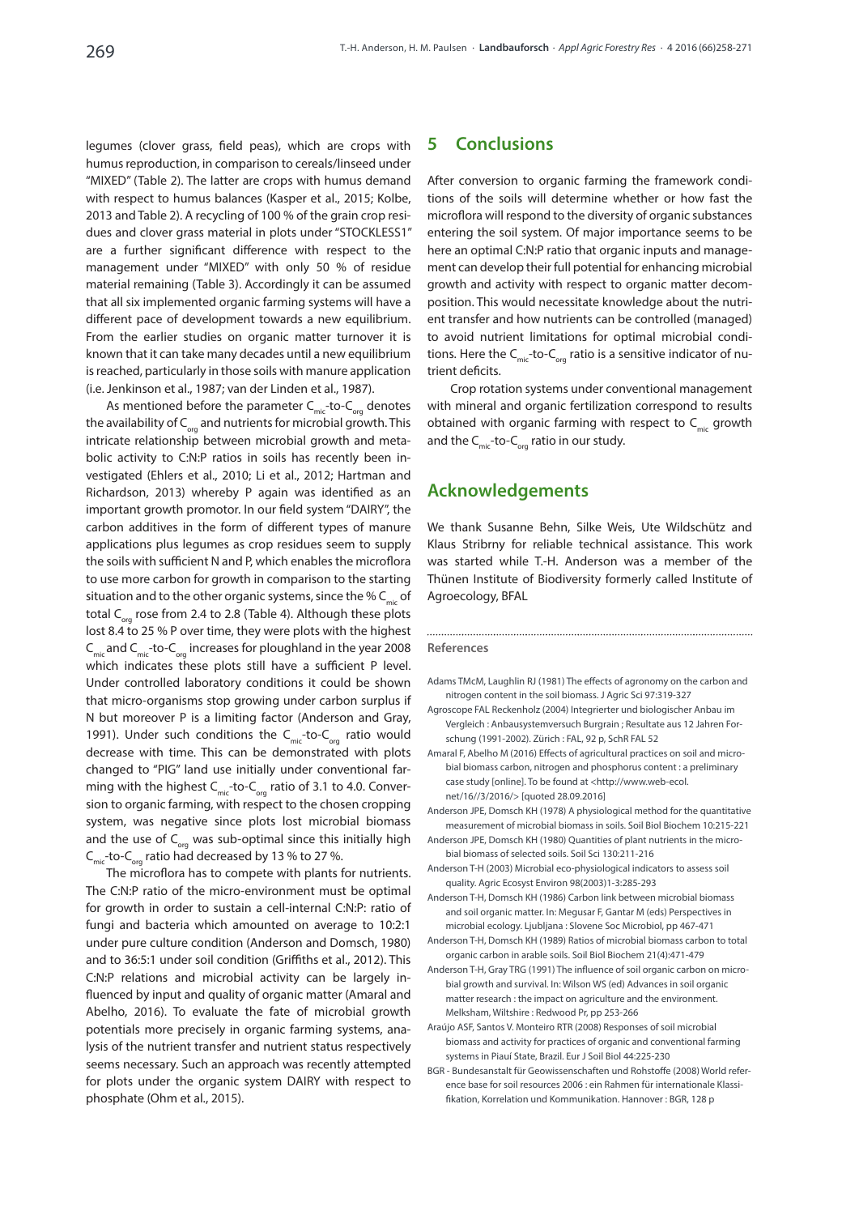legumes (clover grass, field peas), which are crops with humus reproduction, in comparison to cereals/linseed under "MIXED" (Table 2). The latter are crops with humus demand with respect to humus balances (Kasper et al., 2015; Kolbe, 2013 and Table 2). A recycling of 100 % of the grain crop residues and clover grass material in plots under "STOCKLESS1" are a further significant difference with respect to the management under "MIXED" with only 50 % of residue material remaining (Table 3). Accordingly it can be assumed that all six implemented organic farming systems will have a different pace of development towards a new equilibrium. From the earlier studies on organic matter turnover it is known that it can take many decades until a new equilibrium is reached, particularly in those soils with manure application (i.e. Jenkinson et al., 1987; van der Linden et al., 1987).

As mentioned before the parameter $C_{mic}$-to-$C_{org}$ denotes the availability of $C_{org}$ and nutrients for microbial growth. This intricate relationship between microbial growth and metabolic activity to C:N:P ratios in soils has recently been investigated (Ehlers et al., 2010; Li et al., 2012; Hartman and Richardson, 2013) whereby P again was identified as an important growth promotor. In our field system "DAIRY", the carbon additives in the form of different types of manure applications plus legumes as crop residues seem to supply the soils with sufficient N and P, which enables the microflora to use more carbon for growth in comparison to the starting situation and to the other organic systems, since the % $C_{mic}$ of total $C_{org}$ rose from 2.4 to 2.8 (Table 4). Although these plots lost 8.4 to 25 % P over time, they were plots with the highest $C_{mic}$ and $C_{mic}$-to-$C_{org}$ increases for ploughland in the year 2008 which indicates these plots still have a sufficient P level. Under controlled laboratory conditions it could be shown that micro-organisms stop growing under carbon surplus if N but moreover P is a limiting factor (Anderson and Gray, 1991). Under such conditions the $C_{mic}$-to-$C_{org}$ ratio would decrease with time. This can be demonstrated with plots changed to "PIG" land use initially under conventional farming with the highest $C_{mic}$-to-$C_{org}$ ratio of 3.1 to 4.0. Conversion to organic farming, with respect to the chosen cropping system, was negative since plots lost microbial biomass and the use of $C_{org}$ was sub-optimal since this initially high $C_{mic}$-to-$C_{org}$ ratio had decreased by 13 % to 27 %.

The microflora has to compete with plants for nutrients. The C:N:P ratio of the micro-environment must be optimal for growth in order to sustain a cell-internal C:N:P: ratio of fungi and bacteria which amounted on average to 10:2:1 under pure culture condition (Anderson and Domsch, 1980) and to 36:5:1 under soil condition (Griffiths et al., 2012). This C:N:P relations and microbial activity can be largely influenced by input and quality of organic matter (Amaral and Abelho, 2016). To evaluate the fate of microbial growth potentials more precisely in organic farming systems, analysis of the nutrient transfer and nutrient status respectively seems necessary. Such an approach was recently attempted for plots under the organic system DAIRY with respect to phosphate (Ohm et al., 2015).

## 5 Conclusions

After conversion to organic farming the framework conditions of the soils will determine whether or how fast the microflora will respond to the diversity of organic substances entering the soil system. Of major importance seems to be here an optimal C:N:P ratio that organic inputs and management can develop their full potential for enhancing microbial growth and activity with respect to organic matter decomposition. This would necessitate knowledge about the nutrient transfer and how nutrients can be controlled (managed) to avoid nutrient limitations for optimal microbial conditions. Here the $C_{mic}$-to-$C_{org}$ ratio is a sensitive indicator of nutrient deficits.

Crop rotation systems under conventional management with mineral and organic fertilization correspond to results obtained with organic farming with respect to $C_{mic}$ growth and the $C_{mic}$-to-$C_{org}$ ratio in our study.

## Acknowledgements

We thank Susanne Behn, Silke Weis, Ute Wildschütz and Klaus Stribrny for reliable technical assistance. This work was started while T.-H. Anderson was a member of the Thünen Institute of Biodiversity formerly called Institute of Agroecology, BFAL

### References

Adams TMcM, Laughlin RJ (1981) The effects of agronomy on the carbon and nitrogen content in the soil biomass. J Agric Sci 97:319-327

Agroscope FAL Reckenholz (2004) Integrierter und biologischer Anbau im Vergleich : Anbausystemversuch Burgrain ; Resultate aus 12 Jahren Forschung (1991-2002). Zürich : FAL, 92 p, SchR FAL 52

Amaral F, Abelho M (2016) Effects of agricultural practices on soil and microbial biomass carbon, nitrogen and phosphorus content : a preliminary case study [online]. To be found at <http://www.web-ecol.net/16//3/2016/> [quoted 28.09.2016]

Anderson JPE, Domsch KH (1978) A physiological method for the quantitative measurement of microbial biomass in soils. Soil Biol Biochem 10:215-221

Anderson JPE, Domsch KH (1980) Quantities of plant nutrients in the microbial biomass of selected soils. Soil Sci 130:211-216

Anderson T-H (2003) Microbial eco-physiological indicators to assess soil quality. Agric Ecosyst Environ 98(2003)1-3:285-293

Anderson T-H, Domsch KH (1986) Carbon link between microbial biomass and soil organic matter. In: Megusar F, Gantar M (eds) Perspectives in microbial ecology. Ljubljana : Slovene Soc Microbiol, pp 467-471

Anderson T-H, Domsch KH (1989) Ratios of microbial biomass carbon to total organic carbon in arable soils. Soil Biol Biochem 21(4):471-479

Anderson T-H, Gray TRG (1991) The influence of soil organic carbon on microbial growth and survival. In: Wilson WS (ed) Advances in soil organic matter research : the impact on agriculture and the environment. Melksham, Wiltshire : Redwood Pr, pp 253-266

Araújo ASF, Santos V. Monteiro RTR (2008) Responses of soil microbial biomass and activity for practices of organic and conventional farming systems in Piauí State, Brazil. Eur J Soil Biol 44:225-230

BGR - Bundesanstalt für Geowissenschaften und Rohstoffe (2008) World reference base for soil resources 2006 : ein Rahmen für internationale Klassifikation, Korrelation und Kommunikation. Hannover : BGR, 128 p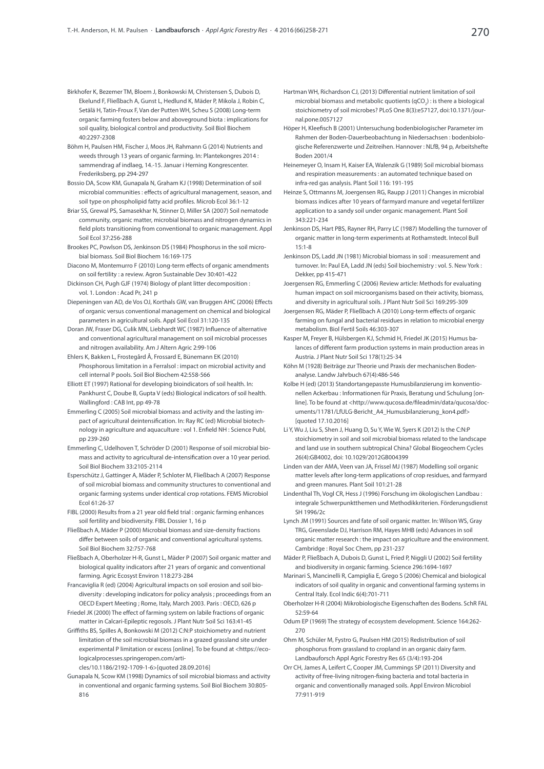Birkhofer K, Bezemer TM, Bloem J, Bonkowski M, Christensen S, Dubois D, Ekelund F, Fließbach A, Gunst L, Hedlund K, Mäder P, Mikola J, Robin C, Setälä H, Tatin-Froux F, Van der Putten WH, Scheu S (2008) Long-term organic farming fosters below and aboveground biota : implications for soil quality, biological control and productivity. Soil Biol Biochem 40:2297-2308

Böhm H, Paulsen HM, Fischer J, Moos JH, Rahmann G (2014) Nutrients and weeds through 13 years of organic farming. In: Plantekongres 2014 : sammendrag af indlaeg, 14.-15. Januar i Herning Kongrescenter. Frederiksberg, pp 294-297

Bossio DA, Scow KM, Gunapala N, Graham KJ (1998) Determination of soil microbial communities : effects of agricultural management, season, and soil type on phospholipid fatty acid profiles. Microb Ecol 36:1-12

Briar SS, Grewal PS, Samasekhar N, Stinner D, Miller SA (2007) Soil nematode community, organic matter, microbial biomass and nitrogen dynamics in field plots transitioning from conventional to organic management. Appl Soil Ecol 37:256-288

Brookes PC, Powlson DS, Jenkinson DS (1984) Phosphorus in the soil microbial biomass. Soil Biol Biochem 16:169-175

Diacono M, Montemurro F (2010) Long-term effects of organic amendments on soil fertility : a review. Agron Sustainable Dev 30:401-422

Dickinson CH, Pugh GJF (1974) Biology of plant litter decomposition : vol. 1. London : Acad Pr, 241 p

Diepeningen van AD, de Vos OJ, Korthals GW, van Bruggen AHC (2006) Effects of organic versus conventional management on chemical and biological parameters in agricultural soils. Appl Soil Ecol 31:120-135

Doran JW, Fraser DG, Culik MN, Liebhardt WC (1987) Influence of alternative and conventional agricultural management on soil microbial processes and nitrogen availability. Am J Altern Agric 2:99-106

Ehlers K, Bakken L, Frostegård Å, Frossard E, Bünemann EK (2010) Phosphorous limitation in a Ferralsol : impact on microbial activity and cell internal P pools. Soil Biol Biochem 42:558-566

Elliott ET (1997) Rational for developing bioindicators of soil health. In: Pankhurst C, Doube B, Gupta V (eds) Biological indicators of soil health. Wallingford : CAB Int, pp 49-78

Emmerling C (2005) Soil microbial biomass and activity and the lasting impact of agricultural deintensification. In: Ray RC (ed) Microbial biotechnology in agriculture and aquaculture : vol 1. Enfield NH : Science Publ, pp 239-260

Emmerling C, Udelhoven T, Schröder D (2001) Response of soil microbial biomass and activity to agricultural de-intensification over a 10 year period. Soil Biol Biochem 33:2105-2114

Esperschütz J, Gattinger A, Mäder P, Schloter M, Fließbach A (2007) Response of soil microbial biomass and community structures to conventional and organic farming systems under identical crop rotations. FEMS Microbiol Ecol 61:26-37

FIBL (2000) Results from a 21 year old field trial : organic farming enhances soil fertility and biodiversity. FIBL Dossier 1, 16 p

Fließbach A, Mäder P (2000) Microbial biomass and size-density fractions differ between soils of organic and conventional agricultural systems. Soil Biol Biochem 32:757-768

Fließbach A, Oberholzer H-R, Gunst L, Mäder P (2007) Soil organic matter and biological quality indicators after 21 years of organic and conventional farming. Agric Ecosyst Environ 118:273-284

Francaviglia R (ed) (2004) Agricultural impacts on soil erosion and soil biodiversity : developing indicators for policy analysis ; proceedings from an OECD Expert Meeting ; Rome, Italy, March 2003. Paris : OECD, 626 p

Friedel JK (2000) The effect of farming system on labile fractions of organic matter in Calcari-Epileptic regosols. J Plant Nutr Soil Sci 163:41-45

Griffiths BS, Spilles A, Bonkowski M (2012) C:N:P stoichiometry and nutrient limitation of the soil microbial biomass in a grazed grassland site under experimental P limitation or excess [online]. To be found at <https://ecologicalprocesses.springeropen.com/articles/10.1186/2192-1709-1-6>[quoted 28.09.2016]

Gunapala N, Scow KM (1998) Dynamics of soil microbial biomass and activity in conventional and organic farming systems. Soil Biol Biochem 30:805-816

Hartman WH, Richardson CJ, (2013) Differential nutrient limitation of soil microbial biomass and metabolic quotients ($qCO_2$) : is there a biological stoichiometry of soil microbes? PLoS One 8(3):e57127, doi:10.1371/journal.pone.0057127

Höper H, Kleefisch B (2001) Untersuchung bodenbiologischer Parameter im Rahmen der Boden-Dauerbeobachtung in Niedersachsen : bodenbiologische Referenzwerte und Zeitreihen. Hannover : NLfB, 94 p, Arbeitshefte Boden 2001/4

Heinemeyer O, Insam H, Kaiser EA, Walenzik G (1989) Soil microbial biomass and respiration measurements : an automated technique based on infra-red gas analysis. Plant Soil 116: 191-195

Heinze S, Ottmanns M, Joergensen RG, Raupp J (2011) Changes in microbial biomass indices after 10 years of farmyard manure and vegetal fertilizer application to a sandy soil under organic management. Plant Soil 343:221-234

Jenkinson DS, Hart PBS, Rayner RH, Parry LC (1987) Modelling the turnover of organic matter in long-term experiments at Rothamstedt. Intecol Bull 15:1-8

Jenkinson DS, Ladd JN (1981) Microbial biomass in soil : measurement and turnover. In: Paul EA, Ladd JN (eds) Soil biochemistry : vol. 5. New York : Dekker, pp 415-471

Joergensen RG, Emmerling C (2006) Review article: Methods for evaluating human impact on soil microorganisms based on their activity, biomass, and diversity in agricultural soils. J Plant Nutr Soil Sci 169:295-309

Joergensen RG, Mäder P, Fließbach A (2010) Long-term effects of organic farming on fungal and bacterial residues in relation to microbial energy metabolism. Biol Fertil Soils 46:303-307

Kasper M, Freyer B, Hülsbergen KJ, Schmid H, Friedel JK (2015) Humus balances of different farm production systems in main production areas in Austria. J Plant Nutr Soil Sci 178(1):25-34

Köhn M (1928) Beiträge zur Theorie und Praxis der mechanischen Bodenanalyse. Landw Jahrbuch 67(4):486-546

Kolbe H (ed) (2013) Standortangepasste Humusbilanzierung im konventionellen Ackerbau : Informationen für Praxis, Beratung und Schulung [online]. To be found at <http://www.qucosa.de/fileadmin/data/qucosa/documents/11781/LfULG-Bericht_A4_Humusbilanzierung_kon4.pdf> [quoted 17.10.2016]

Li Y, Wu J, Liu S, Shen J, Huang D, Su Y, Wie W, Syers K (2012) Is the C:N:P stoichiometry in soil and soil microbial biomass related to the landscape and land use in southern subtropical China? Global Biogeochem Cycles 26(4):GB4002, doi: 10.1029/2012GB004399

Linden van der AMA, Veen van JA, Frissel MJ (1987) Modelling soil organic matter levels after long-term applications of crop residues, and farmyard and green manures. Plant Soil 101:21-28

Lindenthal Th, Vogl CR, Hess J (1996) Forschung im ökologischen Landbau : integrale Schwerpunktthemen und Methodikkriterien. Förderungsdienst SH 1996/2c

Lynch JM (1991) Sources and fate of soil organic matter. In: Wilson WS, Gray TRG, Greenslade DJ, Harrison RM, Hayes MHB (eds) Advances in soil organic matter research : the impact on agriculture and the environment. Cambridge : Royal Soc Chem, pp 231-237

Mäder P, Fließbach A, Dubois D, Gunst L, Fried P, Niggli U (2002) Soil fertility and biodiversity in organic farming. Science 296:1694-1697

Marinari S, Mancinelli R, Campiglia E, Grego S (2006) Chemical and biological indicators of soil quality in organic and conventional farming systems in Central Italy. Ecol Indic 6(4):701-711

Oberholzer H-R (2004) Mikrobiologische Eigenschaften des Bodens. SchR FAL 52:59-64

Odum EP (1969) The strategy of ecosystem development. Science 164:262-270

Ohm M, Schüler M, Fystro G, Paulsen HM (2015) Redistribution of soil phosphorus from grassland to cropland in an organic dairy farm. Landbauforsch Appl Agric Forestry Res 65 (3/4):193-204

Orr CH, James A, Leifert C, Cooper JM, Cummings SP (2011) Diversity and activity of free-living nitrogen-fixing bacteria and total bacteria in organic and conventionally managed soils. Appl Environ Microbiol 77:911-919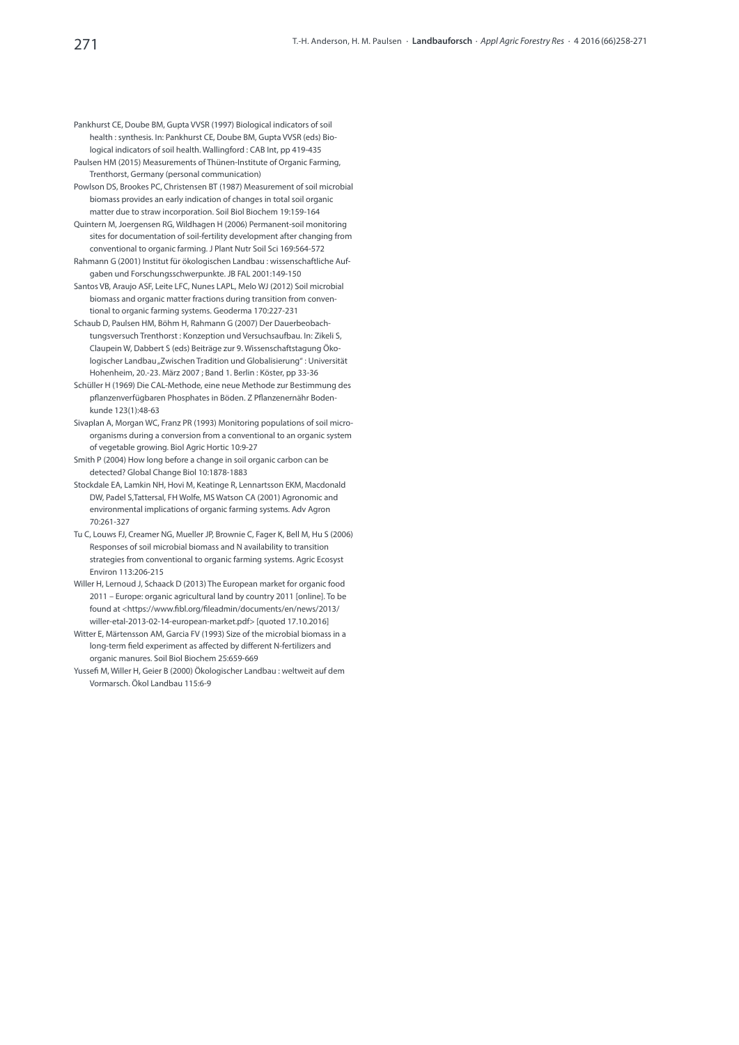Pankhurst CE, Doube BM, Gupta VVSR (1997) Biological indicators of soil health : synthesis. In: Pankhurst CE, Doube BM, Gupta VVSR (eds) Biological indicators of soil health. Wallingford : CAB Int, pp 419-435

Paulsen HM (2015) Measurements of Thünen-Institute of Organic Farming, Trenthorst, Germany (personal communication)

Powlson DS, Brookes PC, Christensen BT (1987) Measurement of soil microbial biomass provides an early indication of changes in total soil organic matter due to straw incorporation. Soil Biol Biochem 19:159-164

Quintern M, Joergensen RG, Wildhagen H (2006) Permanent-soil monitoring sites for documentation of soil-fertility development after changing from conventional to organic farming. J Plant Nutr Soil Sci 169:564-572

Rahmann G (2001) Institut für ökologischen Landbau : wissenschaftliche Aufgaben und Forschungsschwerpunkte. JB FAL 2001:149-150

Santos VB, Araujo ASF, Leite LFC, Nunes LAPL, Melo WJ (2012) Soil microbial biomass and organic matter fractions during transition from conventional to organic farming systems. Geoderma 170:227-231

Schaub D, Paulsen HM, Böhm H, Rahmann G (2007) Der Dauerbeobachtungsversuch Trenthorst : Konzeption und Versuchsaufbau. In: Zikeli S, Claupein W, Dabbert S (eds) Beiträge zur 9. Wissenschaftstagung Ökologischer Landbau „Zwischen Tradition und Globalisierung" : Universität Hohenheim, 20.-23. März 2007 ; Band 1. Berlin : Köster, pp 33-36

Schüller H (1969) Die CAL-Methode, eine neue Methode zur Bestimmung des pflanzenverfügbaren Phosphates in Böden. Z Pflanzenernähr Bodenkunde 123(1):48-63

Sivaplan A, Morgan WC, Franz PR (1993) Monitoring populations of soil microorganisms during a conversion from a conventional to an organic system of vegetable growing. Biol Agric Hortic 10:9-27

Smith P (2004) How long before a change in soil organic carbon can be detected? Global Change Biol 10:1878-1883

Stockdale EA, Lamkin NH, Hovi M, Keatinge R, Lennartsson EKM, Macdonald DW, Padel S,Tattersal, FH Wolfe, MS Watson CA (2001) Agronomic and environmental implications of organic farming systems. Adv Agron 70:261-327

Tu C, Louws FJ, Creamer NG, Mueller JP, Brownie C, Fager K, Bell M, Hu S (2006) Responses of soil microbial biomass and N availability to transition strategies from conventional to organic farming systems. Agric Ecosyst Environ 113:206-215

Willer H, Lernoud J, Schaack D (2013) The European market for organic food 2011 – Europe: organic agricultural land by country 2011 [online]. To be found at <https://www.fibl.org/fileadmin/documents/en/news/2013/willer-etal-2013-02-14-european-market.pdf> [quoted 17.10.2016]

Witter E, Mårtensson AM, Garcia FV (1993) Size of the microbial biomass in a long-term field experiment as affected by different N-fertilizers and organic manures. Soil Biol Biochem 25:659-669

Yussefi M, Willer H, Geier B (2000) Ökologischer Landbau : weltweit auf dem Vormarsch. Ökol Landbau 115:6-9